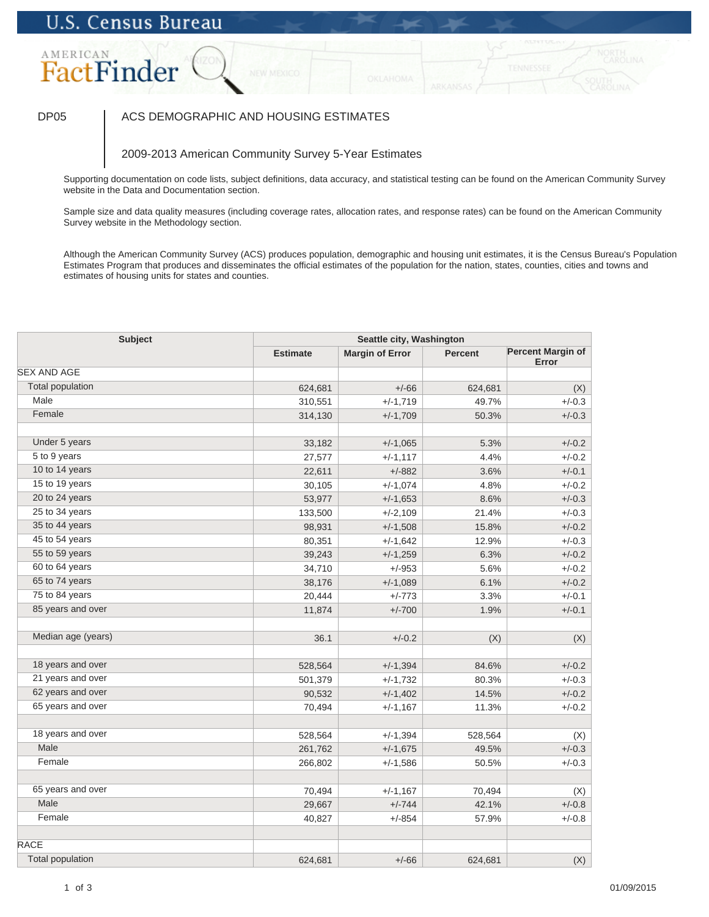# U.S. Census Bureau

## AMERICAN FactFinder

DP05 — ACS DEMOGRAPHIC AND HOUSING ESTIMATES

2009-2013 American Community Survey 5-Year Estimates

Supporting documentation on code lists, subject definitions, data accuracy, and statistical testing can be found on the American Community Survey website in the Data and Documentation section.

Sample size and data quality measures (including coverage rates, allocation rates, and response rates) can be found on the American Community Survey website in the Methodology section.

Although the American Community Survey (ACS) produces population, demographic and housing unit estimates, it is the Census Bureau's Population Estimates Program that produces and disseminates the official estimates of the population for the nation, states, counties, cities and towns and estimates of housing units for states and counties.

| Subject | Seattle city, Washington | | | |
|---|---|---|---|---|
| | Estimate | Margin of Error | Percent | Percent Margin of Error |
| SEX AND AGE | | | | |
| Total population | 624,681 | +/-66 | 624,681 | (X) |
| Male | 310,551 | +/-1,719 | 49.7% | +/-0.3 |
| Female | 314,130 | +/-1,709 | 50.3% | +/-0.3 |
| | | | | |
| Under 5 years | 33,182 | +/-1,065 | 5.3% | +/-0.2 |
| 5 to 9 years | 27,577 | +/-1,117 | 4.4% | +/-0.2 |
| 10 to 14 years | 22,611 | +/-882 | 3.6% | +/-0.1 |
| 15 to 19 years | 30,105 | +/-1,074 | 4.8% | +/-0.2 |
| 20 to 24 years | 53,977 | +/-1,653 | 8.6% | +/-0.3 |
| 25 to 34 years | 133,500 | +/-2,109 | 21.4% | +/-0.3 |
| 35 to 44 years | 98,931 | +/-1,508 | 15.8% | +/-0.2 |
| 45 to 54 years | 80,351 | +/-1,642 | 12.9% | +/-0.3 |
| 55 to 59 years | 39,243 | +/-1,259 | 6.3% | +/-0.2 |
| 60 to 64 years | 34,710 | +/-953 | 5.6% | +/-0.2 |
| 65 to 74 years | 38,176 | +/-1,089 | 6.1% | +/-0.2 |
| 75 to 84 years | 20,444 | +/-773 | 3.3% | +/-0.1 |
| 85 years and over | 11,874 | +/-700 | 1.9% | +/-0.1 |
| | | | | |
| Median age (years) | 36.1 | +/-0.2 | (X) | (X) |
| | | | | |
| 18 years and over | 528,564 | +/-1,394 | 84.6% | +/-0.2 |
| 21 years and over | 501,379 | +/-1,732 | 80.3% | +/-0.3 |
| 62 years and over | 90,532 | +/-1,402 | 14.5% | +/-0.2 |
| 65 years and over | 70,494 | +/-1,167 | 11.3% | +/-0.2 |
| | | | | |
| 18 years and over | 528,564 | +/-1,394 | 528,564 | (X) |
| Male | 261,762 | +/-1,675 | 49.5% | +/-0.3 |
| Female | 266,802 | +/-1,586 | 50.5% | +/-0.3 |
| | | | | |
| 65 years and over | 70,494 | +/-1,167 | 70,494 | (X) |
| Male | 29,667 | +/-744 | 42.1% | +/-0.8 |
| Female | 40,827 | +/-854 | 57.9% | +/-0.8 |
| | | | | |
| RACE | | | | |
| Total population | 624,681 | +/-66 | 624,681 | (X) |

01/09/2015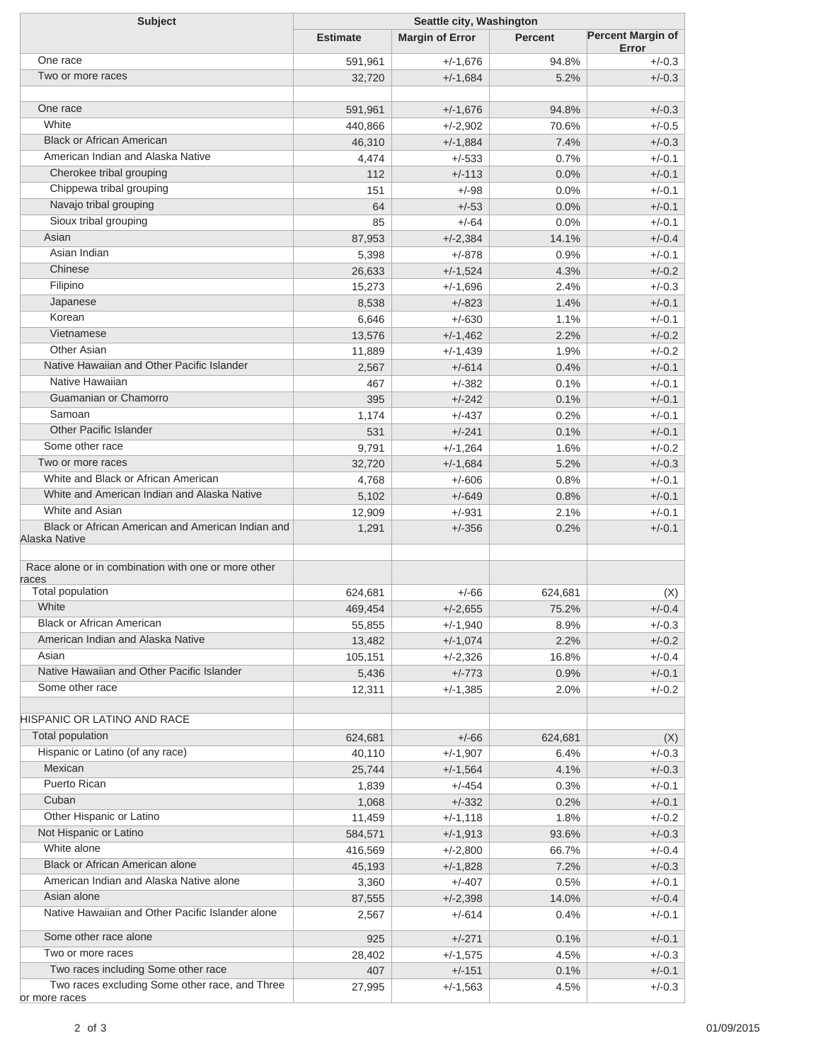| Subject | Seattle city, Washington | | | |
|---|---|---|---|---|
| | Estimate | Margin of Error | Percent | Percent Margin of Error |
| One race | 591,961 | +/-1,676 | 94.8% | +/-0.3 |
| Two or more races | 32,720 | +/-1,684 | 5.2% | +/-0.3 |
| | | | | |
| One race | 591,961 | +/-1,676 | 94.8% | +/-0.3 |
| White | 440,866 | +/-2,902 | 70.6% | +/-0.5 |
| Black or African American | 46,310 | +/-1,884 | 7.4% | +/-0.3 |
| American Indian and Alaska Native | 4,474 | +/-533 | 0.7% | +/-0.1 |
| Cherokee tribal grouping | 112 | +/-113 | 0.0% | +/-0.1 |
| Chippewa tribal grouping | 151 | +/-98 | 0.0% | +/-0.1 |
| Navajo tribal grouping | 64 | +/-53 | 0.0% | +/-0.1 |
| Sioux tribal grouping | 85 | +/-64 | 0.0% | +/-0.1 |
| Asian | 87,953 | +/-2,384 | 14.1% | +/-0.4 |
| Asian Indian | 5,398 | +/-878 | 0.9% | +/-0.1 |
| Chinese | 26,633 | +/-1,524 | 4.3% | +/-0.2 |
| Filipino | 15,273 | +/-1,696 | 2.4% | +/-0.3 |
| Japanese | 8,538 | +/-823 | 1.4% | +/-0.1 |
| Korean | 6,646 | +/-630 | 1.1% | +/-0.1 |
| Vietnamese | 13,576 | +/-1,462 | 2.2% | +/-0.2 |
| Other Asian | 11,889 | +/-1,439 | 1.9% | +/-0.2 |
| Native Hawaiian and Other Pacific Islander | 2,567 | +/-614 | 0.4% | +/-0.1 |
| Native Hawaiian | 467 | +/-382 | 0.1% | +/-0.1 |
| Guamanian or Chamorro | 395 | +/-242 | 0.1% | +/-0.1 |
| Samoan | 1,174 | +/-437 | 0.2% | +/-0.1 |
| Other Pacific Islander | 531 | +/-241 | 0.1% | +/-0.1 |
| Some other race | 9,791 | +/-1,264 | 1.6% | +/-0.2 |
| Two or more races | 32,720 | +/-1,684 | 5.2% | +/-0.3 |
| White and Black or African American | 4,768 | +/-606 | 0.8% | +/-0.1 |
| White and American Indian and Alaska Native | 5,102 | +/-649 | 0.8% | +/-0.1 |
| White and Asian | 12,909 | +/-931 | 2.1% | +/-0.1 |
| Black or African American and American Indian and Alaska Native | 1,291 | +/-356 | 0.2% | +/-0.1 |
| | | | | |
| Race alone or in combination with one or more other races | | | | |
| Total population | 624,681 | +/-66 | 624,681 | (X) |
| White | 469,454 | +/-2,655 | 75.2% | +/-0.4 |
| Black or African American | 55,855 | +/-1,940 | 8.9% | +/-0.3 |
| American Indian and Alaska Native | 13,482 | +/-1,074 | 2.2% | +/-0.2 |
| Asian | 105,151 | +/-2,326 | 16.8% | +/-0.4 |
| Native Hawaiian and Other Pacific Islander | 5,436 | +/-773 | 0.9% | +/-0.1 |
| Some other race | 12,311 | +/-1,385 | 2.0% | +/-0.2 |
| | | | | |
| HISPANIC OR LATINO AND RACE | | | | |
| Total population | 624,681 | +/-66 | 624,681 | (X) |
| Hispanic or Latino (of any race) | 40,110 | +/-1,907 | 6.4% | +/-0.3 |
| Mexican | 25,744 | +/-1,564 | 4.1% | +/-0.3 |
| Puerto Rican | 1,839 | +/-454 | 0.3% | +/-0.1 |
| Cuban | 1,068 | +/-332 | 0.2% | +/-0.1 |
| Other Hispanic or Latino | 11,459 | +/-1,118 | 1.8% | +/-0.2 |
| Not Hispanic or Latino | 584,571 | +/-1,913 | 93.6% | +/-0.3 |
| White alone | 416,569 | +/-2,800 | 66.7% | +/-0.4 |
| Black or African American alone | 45,193 | +/-1,828 | 7.2% | +/-0.3 |
| American Indian and Alaska Native alone | 3,360 | +/-407 | 0.5% | +/-0.1 |
| Asian alone | 87,555 | +/-2,398 | 14.0% | +/-0.4 |
| Native Hawaiian and Other Pacific Islander alone | 2,567 | +/-614 | 0.4% | +/-0.1 |
| Some other race alone | 925 | +/-271 | 0.1% | +/-0.1 |
| Two or more races | 28,402 | +/-1,575 | 4.5% | +/-0.3 |
| Two races including Some other race | 407 | +/-151 | 0.1% | +/-0.1 |
| Two races excluding Some other race, and Three or more races | 27,995 | +/-1,563 | 4.5% | +/-0.3 |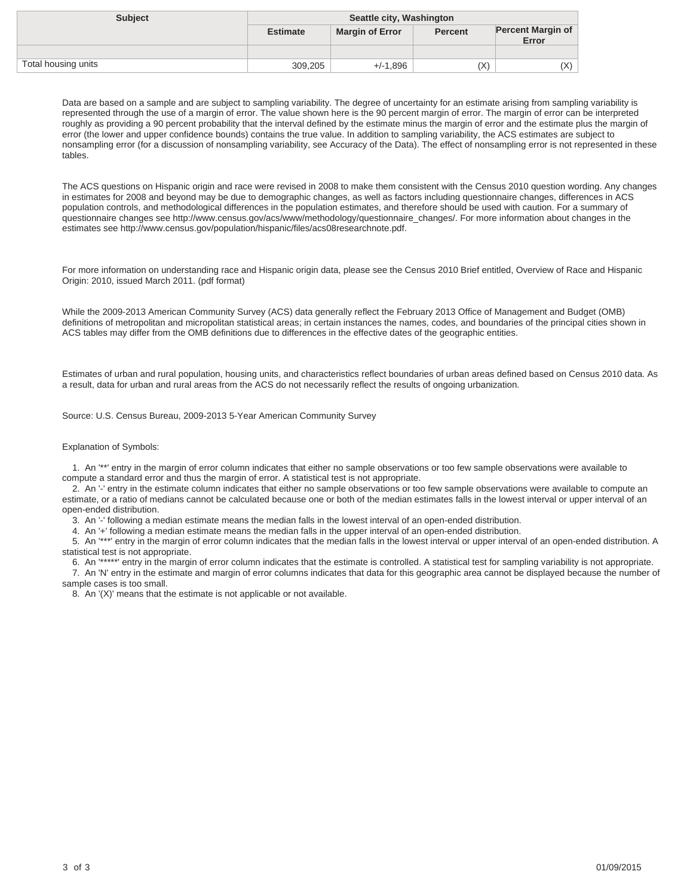| Subject | Seattle city, Washington | | | |
|---|---|---|---|---|
| | Estimate | Margin of Error | Percent | Percent Margin of Error |
| | | | | |
| Total housing units | 309,205 | +/-1,896 | (X) | (X) |

Data are based on a sample and are subject to sampling variability. The degree of uncertainty for an estimate arising from sampling variability is represented through the use of a margin of error. The value shown here is the 90 percent margin of error. The margin of error can be interpreted roughly as providing a 90 percent probability that the interval defined by the estimate minus the margin of error and the estimate plus the margin of error (the lower and upper confidence bounds) contains the true value. In addition to sampling variability, the ACS estimates are subject to nonsampling error (for a discussion of nonsampling variability, see Accuracy of the Data). The effect of nonsampling error is not represented in these tables.

The ACS questions on Hispanic origin and race were revised in 2008 to make them consistent with the Census 2010 question wording. Any changes in estimates for 2008 and beyond may be due to demographic changes, as well as factors including questionnaire changes, differences in ACS population controls, and methodological differences in the population estimates, and therefore should be used with caution. For a summary of questionnaire changes see http://www.census.gov/acs/www/methodology/questionnaire_changes/. For more information about changes in the estimates see http://www.census.gov/population/hispanic/files/acs08researchnote.pdf.

For more information on understanding race and Hispanic origin data, please see the Census 2010 Brief entitled, Overview of Race and Hispanic Origin: 2010, issued March 2011. (pdf format)

While the 2009-2013 American Community Survey (ACS) data generally reflect the February 2013 Office of Management and Budget (OMB) definitions of metropolitan and micropolitan statistical areas; in certain instances the names, codes, and boundaries of the principal cities shown in ACS tables may differ from the OMB definitions due to differences in the effective dates of the geographic entities.

Estimates of urban and rural population, housing units, and characteristics reflect boundaries of urban areas defined based on Census 2010 data. As a result, data for urban and rural areas from the ACS do not necessarily reflect the results of ongoing urbanization.

Source: U.S. Census Bureau, 2009-2013 5-Year American Community Survey

Explanation of Symbols:

1. An '**' entry in the margin of error column indicates that either no sample observations or too few sample observations were available to compute a standard error and thus the margin of error. A statistical test is not appropriate.
2. An '-' entry in the estimate column indicates that either no sample observations or too few sample observations were available to compute an estimate, or a ratio of medians cannot be calculated because one or both of the median estimates falls in the lowest interval or upper interval of an open-ended distribution.
3. An '-' following a median estimate means the median falls in the lowest interval of an open-ended distribution.
4. An '+' following a median estimate means the median falls in the upper interval of an open-ended distribution.
5. An '***' entry in the margin of error column indicates that the median falls in the lowest interval or upper interval of an open-ended distribution. A statistical test is not appropriate.
6. An '*****' entry in the margin of error column indicates that the estimate is controlled. A statistical test for sampling variability is not appropriate.
7. An 'N' entry in the estimate and margin of error columns indicates that data for this geographic area cannot be displayed because the number of sample cases is too small.
8. An '(X)' means that the estimate is not applicable or not available.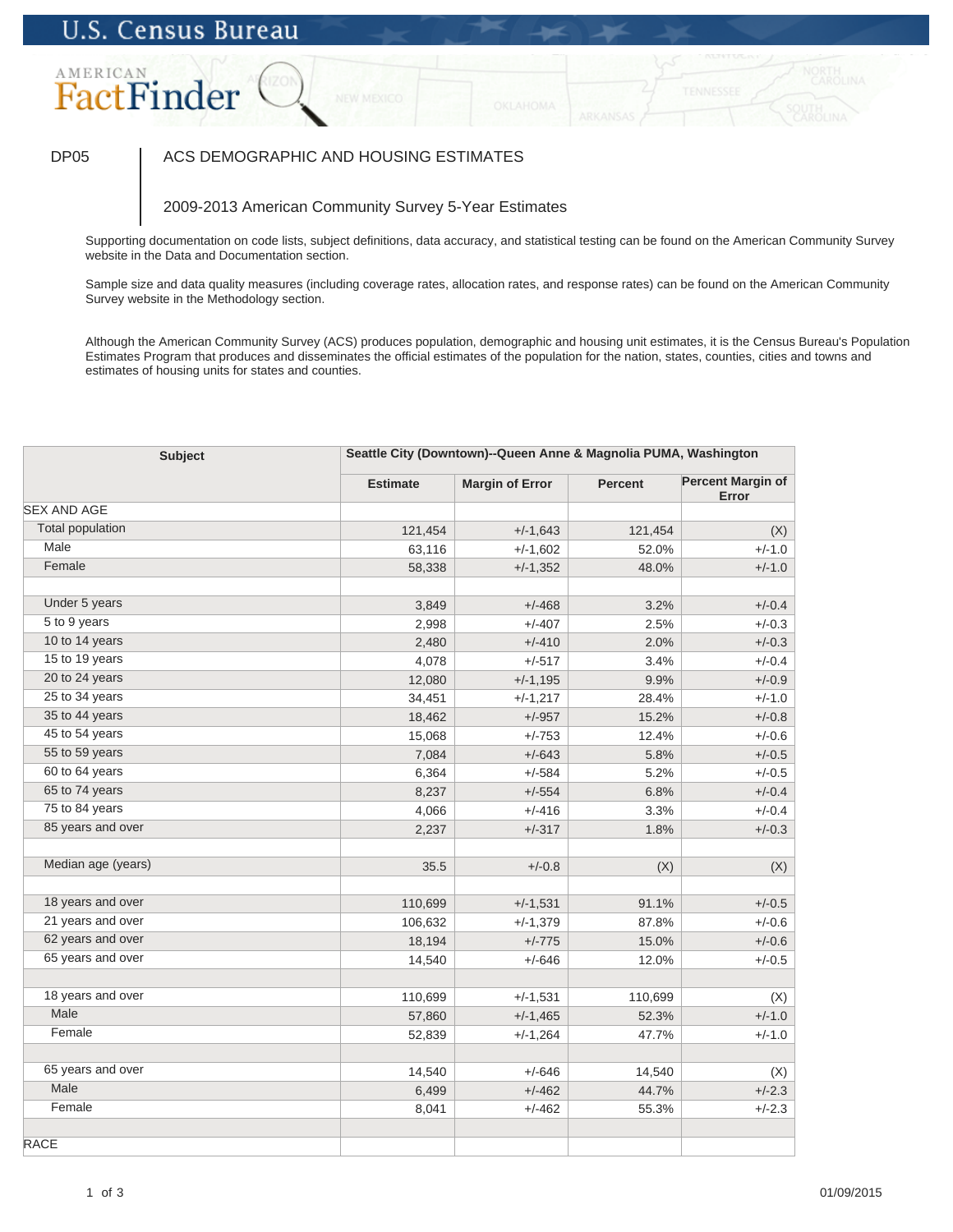U.S. Census Bureau

AMERICAN FactFinder

DP05 | ACS DEMOGRAPHIC AND HOUSING ESTIMATES

2009-2013 American Community Survey 5-Year Estimates

Supporting documentation on code lists, subject definitions, data accuracy, and statistical testing can be found on the American Community Survey website in the Data and Documentation section.

Sample size and data quality measures (including coverage rates, allocation rates, and response rates) can be found on the American Community Survey website in the Methodology section.

Although the American Community Survey (ACS) produces population, demographic and housing unit estimates, it is the Census Bureau's Population Estimates Program that produces and disseminates the official estimates of the population for the nation, states, counties, cities and towns and estimates of housing units for states and counties.

| Subject | Seattle City (Downtown)--Queen Anne & Magnolia PUMA, Washington | | | |
|---|---|---|---|---|
| | Estimate | Margin of Error | Percent | Percent Margin of Error |
| SEX AND AGE | | | | |
| Total population | 121,454 | +/-1,643 | 121,454 | (X) |
| Male | 63,116 | +/-1,602 | 52.0% | +/-1.0 |
| Female | 58,338 | +/-1,352 | 48.0% | +/-1.0 |
| | | | | |
| Under 5 years | 3,849 | +/-468 | 3.2% | +/-0.4 |
| 5 to 9 years | 2,998 | +/-407 | 2.5% | +/-0.3 |
| 10 to 14 years | 2,480 | +/-410 | 2.0% | +/-0.3 |
| 15 to 19 years | 4,078 | +/-517 | 3.4% | +/-0.4 |
| 20 to 24 years | 12,080 | +/-1,195 | 9.9% | +/-0.9 |
| 25 to 34 years | 34,451 | +/-1,217 | 28.4% | +/-1.0 |
| 35 to 44 years | 18,462 | +/-957 | 15.2% | +/-0.8 |
| 45 to 54 years | 15,068 | +/-753 | 12.4% | +/-0.6 |
| 55 to 59 years | 7,084 | +/-643 | 5.8% | +/-0.5 |
| 60 to 64 years | 6,364 | +/-584 | 5.2% | +/-0.5 |
| 65 to 74 years | 8,237 | +/-554 | 6.8% | +/-0.4 |
| 75 to 84 years | 4,066 | +/-416 | 3.3% | +/-0.4 |
| 85 years and over | 2,237 | +/-317 | 1.8% | +/-0.3 |
| | | | | |
| Median age (years) | 35.5 | +/-0.8 | (X) | (X) |
| | | | | |
| 18 years and over | 110,699 | +/-1,531 | 91.1% | +/-0.5 |
| 21 years and over | 106,632 | +/-1,379 | 87.8% | +/-0.6 |
| 62 years and over | 18,194 | +/-775 | 15.0% | +/-0.6 |
| 65 years and over | 14,540 | +/-646 | 12.0% | +/-0.5 |
| | | | | |
| 18 years and over | 110,699 | +/-1,531 | 110,699 | (X) |
| Male | 57,860 | +/-1,465 | 52.3% | +/-1.0 |
| Female | 52,839 | +/-1,264 | 47.7% | +/-1.0 |
| | | | | |
| 65 years and over | 14,540 | +/-646 | 14,540 | (X) |
| Male | 6,499 | +/-462 | 44.7% | +/-2.3 |
| Female | 8,041 | +/-462 | 55.3% | +/-2.3 |
| | | | | |
| RACE | | | | |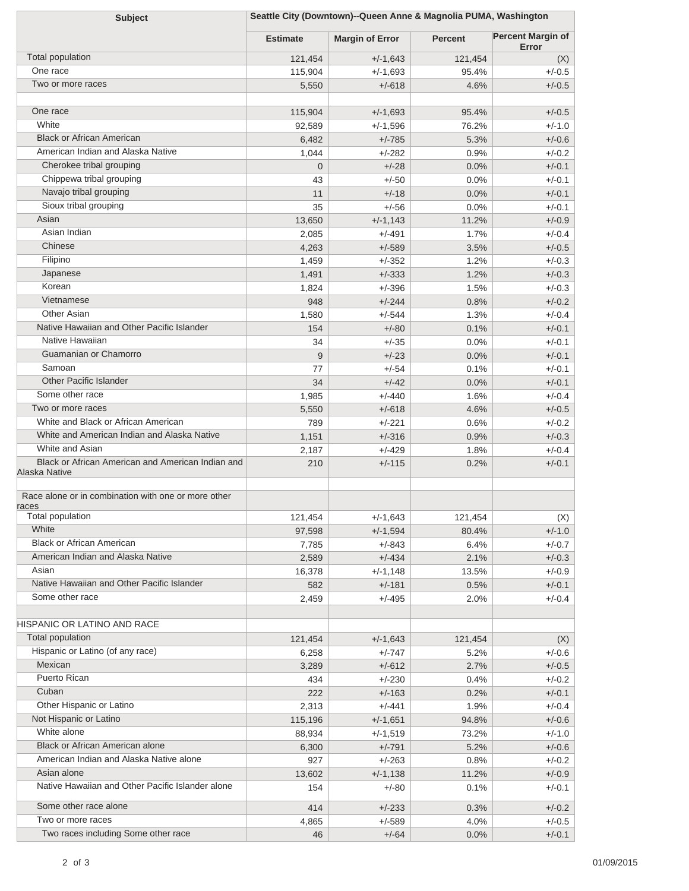| Subject | Seattle City (Downtown)--Queen Anne & Magnolia PUMA, Washington | | | |
|---|---|---|---|---|
| | Estimate | Margin of Error | Percent | Percent Margin of Error |
| Total population | 121,454 | +/-1,643 | 121,454 | (X) |
| One race | 115,904 | +/-1,693 | 95.4% | +/-0.5 |
| Two or more races | 5,550 | +/-618 | 4.6% | +/-0.5 |
| | | | | |
| One race | 115,904 | +/-1,693 | 95.4% | +/-0.5 |
| White | 92,589 | +/-1,596 | 76.2% | +/-1.0 |
| Black or African American | 6,482 | +/-785 | 5.3% | +/-0.6 |
| American Indian and Alaska Native | 1,044 | +/-282 | 0.9% | +/-0.2 |
| Cherokee tribal grouping | 0 | +/-28 | 0.0% | +/-0.1 |
| Chippewa tribal grouping | 43 | +/-50 | 0.0% | +/-0.1 |
| Navajo tribal grouping | 11 | +/-18 | 0.0% | +/-0.1 |
| Sioux tribal grouping | 35 | +/-56 | 0.0% | +/-0.1 |
| Asian | 13,650 | +/-1,143 | 11.2% | +/-0.9 |
| Asian Indian | 2,085 | +/-491 | 1.7% | +/-0.4 |
| Chinese | 4,263 | +/-589 | 3.5% | +/-0.5 |
| Filipino | 1,459 | +/-352 | 1.2% | +/-0.3 |
| Japanese | 1,491 | +/-333 | 1.2% | +/-0.3 |
| Korean | 1,824 | +/-396 | 1.5% | +/-0.3 |
| Vietnamese | 948 | +/-244 | 0.8% | +/-0.2 |
| Other Asian | 1,580 | +/-544 | 1.3% | +/-0.4 |
| Native Hawaiian and Other Pacific Islander | 154 | +/-80 | 0.1% | +/-0.1 |
| Native Hawaiian | 34 | +/-35 | 0.0% | +/-0.1 |
| Guamanian or Chamorro | 9 | +/-23 | 0.0% | +/-0.1 |
| Samoan | 77 | +/-54 | 0.1% | +/-0.1 |
| Other Pacific Islander | 34 | +/-42 | 0.0% | +/-0.1 |
| Some other race | 1,985 | +/-440 | 1.6% | +/-0.4 |
| Two or more races | 5,550 | +/-618 | 4.6% | +/-0.5 |
| White and Black or African American | 789 | +/-221 | 0.6% | +/-0.2 |
| White and American Indian and Alaska Native | 1,151 | +/-316 | 0.9% | +/-0.3 |
| White and Asian | 2,187 | +/-429 | 1.8% | +/-0.4 |
| Black or African American and American Indian and Alaska Native | 210 | +/-115 | 0.2% | +/-0.1 |
| | | | | |
| Race alone or in combination with one or more other races | | | | |
| Total population | 121,454 | +/-1,643 | 121,454 | (X) |
| White | 97,598 | +/-1,594 | 80.4% | +/-1.0 |
| Black or African American | 7,785 | +/-843 | 6.4% | +/-0.7 |
| American Indian and Alaska Native | 2,589 | +/-434 | 2.1% | +/-0.3 |
| Asian | 16,378 | +/-1,148 | 13.5% | +/-0.9 |
| Native Hawaiian and Other Pacific Islander | 582 | +/-181 | 0.5% | +/-0.1 |
| Some other race | 2,459 | +/-495 | 2.0% | +/-0.4 |
| | | | | |
| HISPANIC OR LATINO AND RACE | | | | |
| Total population | 121,454 | +/-1,643 | 121,454 | (X) |
| Hispanic or Latino (of any race) | 6,258 | +/-747 | 5.2% | +/-0.6 |
| Mexican | 3,289 | +/-612 | 2.7% | +/-0.5 |
| Puerto Rican | 434 | +/-230 | 0.4% | +/-0.2 |
| Cuban | 222 | +/-163 | 0.2% | +/-0.1 |
| Other Hispanic or Latino | 2,313 | +/-441 | 1.9% | +/-0.4 |
| Not Hispanic or Latino | 115,196 | +/-1,651 | 94.8% | +/-0.6 |
| White alone | 88,934 | +/-1,519 | 73.2% | +/-1.0 |
| Black or African American alone | 6,300 | +/-791 | 5.2% | +/-0.6 |
| American Indian and Alaska Native alone | 927 | +/-263 | 0.8% | +/-0.2 |
| Asian alone | 13,602 | +/-1,138 | 11.2% | +/-0.9 |
| Native Hawaiian and Other Pacific Islander alone | 154 | +/-80 | 0.1% | +/-0.1 |
| Some other race alone | 414 | +/-233 | 0.3% | +/-0.2 |
| Two or more races | 4,865 | +/-589 | 4.0% | +/-0.5 |
| Two races including Some other race | 46 | +/-64 | 0.0% | +/-0.1 |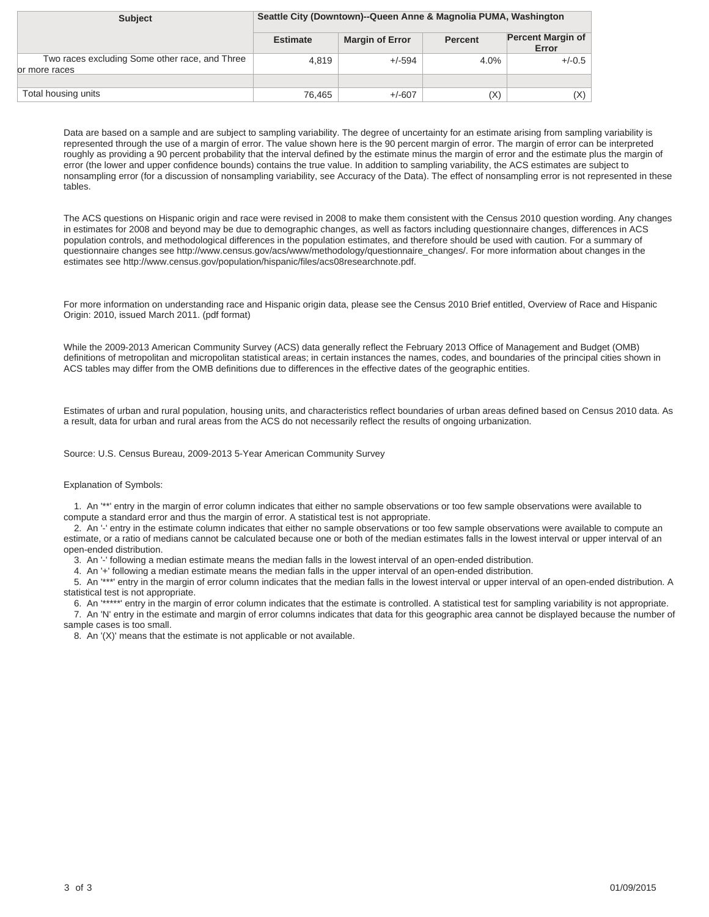| Subject | Seattle City (Downtown)--Queen Anne & Magnolia PUMA, Washington | | | |
|---|---|---|---|---|
| | Estimate | Margin of Error | Percent | Percent Margin of Error |
| Two races excluding Some other race, and Three or more races | 4,819 | +/-594 | 4.0% | +/-0.5 |
| | | | | |
| Total housing units | 76,465 | +/-607 | (X) | (X) |

Data are based on a sample and are subject to sampling variability. The degree of uncertainty for an estimate arising from sampling variability is represented through the use of a margin of error. The value shown here is the 90 percent margin of error. The margin of error can be interpreted roughly as providing a 90 percent probability that the interval defined by the estimate minus the margin of error and the estimate plus the margin of error (the lower and upper confidence bounds) contains the true value. In addition to sampling variability, the ACS estimates are subject to nonsampling error (for a discussion of nonsampling variability, see Accuracy of the Data). The effect of nonsampling error is not represented in these tables.

The ACS questions on Hispanic origin and race were revised in 2008 to make them consistent with the Census 2010 question wording. Any changes in estimates for 2008 and beyond may be due to demographic changes, as well as factors including questionnaire changes, differences in ACS population controls, and methodological differences in the population estimates, and therefore should be used with caution. For a summary of questionnaire changes see http://www.census.gov/acs/www/methodology/questionnaire_changes/. For more information about changes in the estimates see http://www.census.gov/population/hispanic/files/acs08researchnote.pdf.

For more information on understanding race and Hispanic origin data, please see the Census 2010 Brief entitled, Overview of Race and Hispanic Origin: 2010, issued March 2011. (pdf format)

While the 2009-2013 American Community Survey (ACS) data generally reflect the February 2013 Office of Management and Budget (OMB) definitions of metropolitan and micropolitan statistical areas; in certain instances the names, codes, and boundaries of the principal cities shown in ACS tables may differ from the OMB definitions due to differences in the effective dates of the geographic entities.

Estimates of urban and rural population, housing units, and characteristics reflect boundaries of urban areas defined based on Census 2010 data. As a result, data for urban and rural areas from the ACS do not necessarily reflect the results of ongoing urbanization.

Source: U.S. Census Bureau, 2009-2013 5-Year American Community Survey

Explanation of Symbols:

1. An '**' entry in the margin of error column indicates that either no sample observations or too few sample observations were available to compute a standard error and thus the margin of error. A statistical test is not appropriate.
2. An '-' entry in the estimate column indicates that either no sample observations or too few sample observations were available to compute an estimate, or a ratio of medians cannot be calculated because one or both of the median estimates falls in the lowest interval or upper interval of an open-ended distribution.
3. An '-' following a median estimate means the median falls in the lowest interval of an open-ended distribution.
4. An '+' following a median estimate means the median falls in the upper interval of an open-ended distribution.
5. An '***' entry in the margin of error column indicates that the median falls in the lowest interval or upper interval of an open-ended distribution. A statistical test is not appropriate.
6. An '*****' entry in the margin of error column indicates that the estimate is controlled. A statistical test for sampling variability is not appropriate.
7. An 'N' entry in the estimate and margin of error columns indicates that data for this geographic area cannot be displayed because the number of sample cases is too small.
8. An '(X)' means that the estimate is not applicable or not available.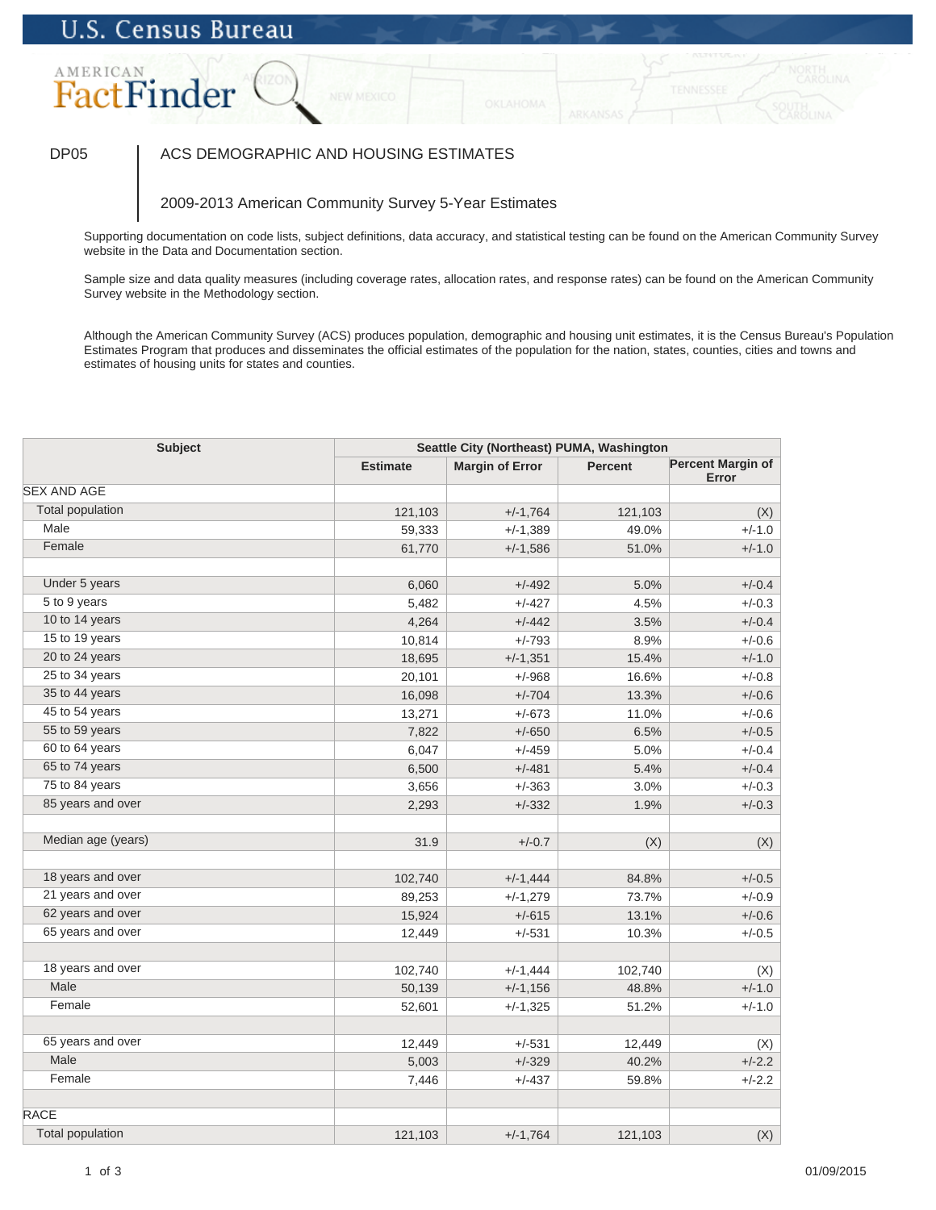U.S. Census Bureau

AMERICAN FactFinder

DP05 | ACS DEMOGRAPHIC AND HOUSING ESTIMATES

2009-2013 American Community Survey 5-Year Estimates

Supporting documentation on code lists, subject definitions, data accuracy, and statistical testing can be found on the American Community Survey website in the Data and Documentation section.

Sample size and data quality measures (including coverage rates, allocation rates, and response rates) can be found on the American Community Survey website in the Methodology section.

Although the American Community Survey (ACS) produces population, demographic and housing unit estimates, it is the Census Bureau's Population Estimates Program that produces and disseminates the official estimates of the population for the nation, states, counties, cities and towns and estimates of housing units for states and counties.

| Subject | Seattle City (Northeast) PUMA, Washington | | | |
|---|---|---|---|---|
| | Estimate | Margin of Error | Percent | Percent Margin of Error |
| SEX AND AGE | | | | |
| Total population | 121,103 | +/-1,764 | 121,103 | (X) |
| Male | 59,333 | +/-1,389 | 49.0% | +/-1.0 |
| Female | 61,770 | +/-1,586 | 51.0% | +/-1.0 |
| | | | | |
| Under 5 years | 6,060 | +/-492 | 5.0% | +/-0.4 |
| 5 to 9 years | 5,482 | +/-427 | 4.5% | +/-0.3 |
| 10 to 14 years | 4,264 | +/-442 | 3.5% | +/-0.4 |
| 15 to 19 years | 10,814 | +/-793 | 8.9% | +/-0.6 |
| 20 to 24 years | 18,695 | +/-1,351 | 15.4% | +/-1.0 |
| 25 to 34 years | 20,101 | +/-968 | 16.6% | +/-0.8 |
| 35 to 44 years | 16,098 | +/-704 | 13.3% | +/-0.6 |
| 45 to 54 years | 13,271 | +/-673 | 11.0% | +/-0.6 |
| 55 to 59 years | 7,822 | +/-650 | 6.5% | +/-0.5 |
| 60 to 64 years | 6,047 | +/-459 | 5.0% | +/-0.4 |
| 65 to 74 years | 6,500 | +/-481 | 5.4% | +/-0.4 |
| 75 to 84 years | 3,656 | +/-363 | 3.0% | +/-0.3 |
| 85 years and over | 2,293 | +/-332 | 1.9% | +/-0.3 |
| | | | | |
| Median age (years) | 31.9 | +/-0.7 | (X) | (X) |
| | | | | |
| 18 years and over | 102,740 | +/-1,444 | 84.8% | +/-0.5 |
| 21 years and over | 89,253 | +/-1,279 | 73.7% | +/-0.9 |
| 62 years and over | 15,924 | +/-615 | 13.1% | +/-0.6 |
| 65 years and over | 12,449 | +/-531 | 10.3% | +/-0.5 |
| | | | | |
| 18 years and over | 102,740 | +/-1,444 | 102,740 | (X) |
| Male | 50,139 | +/-1,156 | 48.8% | +/-1.0 |
| Female | 52,601 | +/-1,325 | 51.2% | +/-1.0 |
| | | | | |
| 65 years and over | 12,449 | +/-531 | 12,449 | (X) |
| Male | 5,003 | +/-329 | 40.2% | +/-2.2 |
| Female | 7,446 | +/-437 | 59.8% | +/-2.2 |
| | | | | |
| RACE | | | | |
| Total population | 121,103 | +/-1,764 | 121,103 | (X) |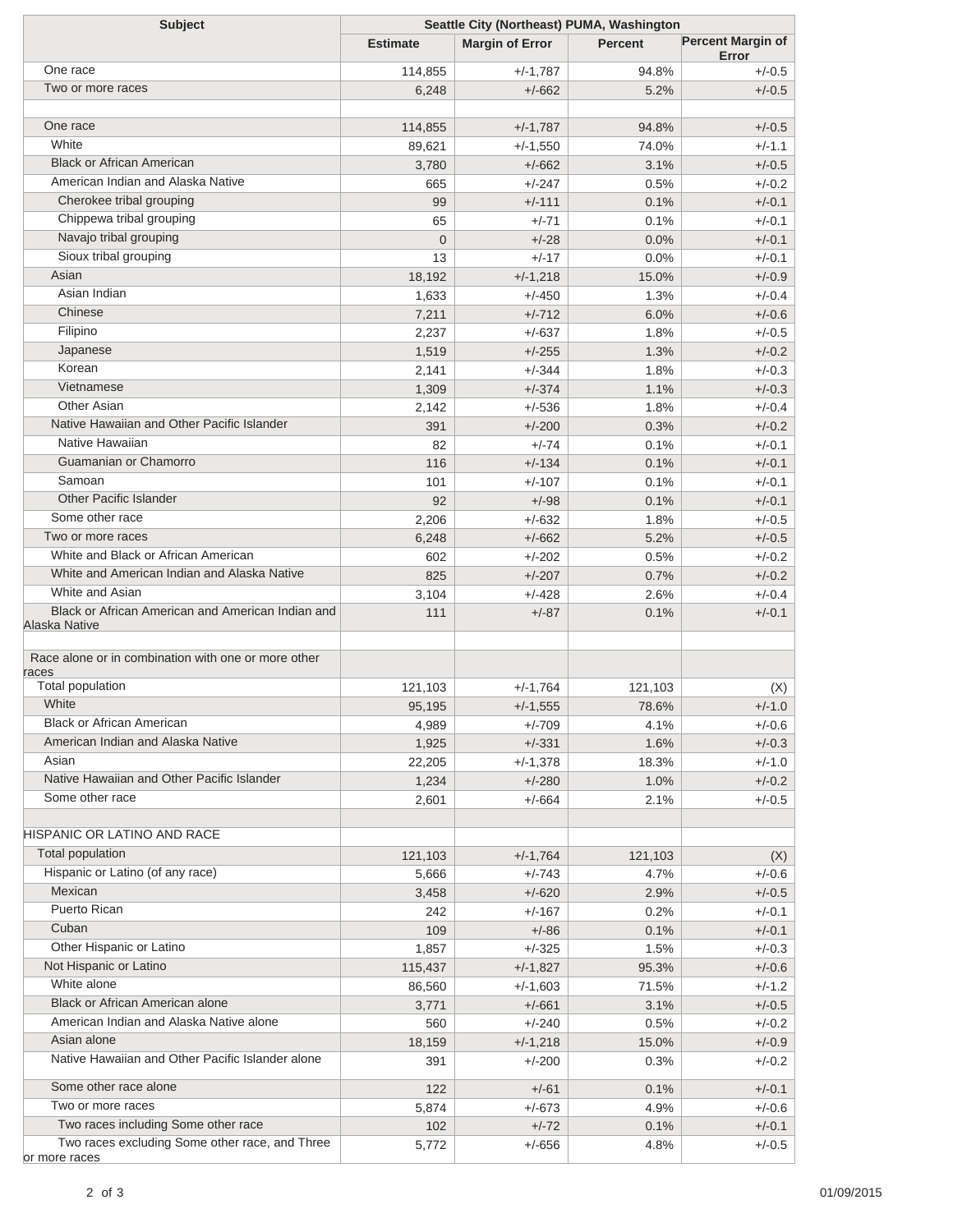| Subject | Seattle City (Northeast) PUMA, Washington | | | |
|---|---|---|---|---|
| | Estimate | Margin of Error | Percent | Percent Margin of Error |
| One race | 114,855 | +/-1,787 | 94.8% | +/-0.5 |
| Two or more races | 6,248 | +/-662 | 5.2% | +/-0.5 |
| | | | | |
| One race | 114,855 | +/-1,787 | 94.8% | +/-0.5 |
| White | 89,621 | +/-1,550 | 74.0% | +/-1.1 |
| Black or African American | 3,780 | +/-662 | 3.1% | +/-0.5 |
| American Indian and Alaska Native | 665 | +/-247 | 0.5% | +/-0.2 |
| Cherokee tribal grouping | 99 | +/-111 | 0.1% | +/-0.1 |
| Chippewa tribal grouping | 65 | +/-71 | 0.1% | +/-0.1 |
| Navajo tribal grouping | 0 | +/-28 | 0.0% | +/-0.1 |
| Sioux tribal grouping | 13 | +/-17 | 0.0% | +/-0.1 |
| Asian | 18,192 | +/-1,218 | 15.0% | +/-0.9 |
| Asian Indian | 1,633 | +/-450 | 1.3% | +/-0.4 |
| Chinese | 7,211 | +/-712 | 6.0% | +/-0.6 |
| Filipino | 2,237 | +/-637 | 1.8% | +/-0.5 |
| Japanese | 1,519 | +/-255 | 1.3% | +/-0.2 |
| Korean | 2,141 | +/-344 | 1.8% | +/-0.3 |
| Vietnamese | 1,309 | +/-374 | 1.1% | +/-0.3 |
| Other Asian | 2,142 | +/-536 | 1.8% | +/-0.4 |
| Native Hawaiian and Other Pacific Islander | 391 | +/-200 | 0.3% | +/-0.2 |
| Native Hawaiian | 82 | +/-74 | 0.1% | +/-0.1 |
| Guamanian or Chamorro | 116 | +/-134 | 0.1% | +/-0.1 |
| Samoan | 101 | +/-107 | 0.1% | +/-0.1 |
| Other Pacific Islander | 92 | +/-98 | 0.1% | +/-0.1 |
| Some other race | 2,206 | +/-632 | 1.8% | +/-0.5 |
| Two or more races | 6,248 | +/-662 | 5.2% | +/-0.5 |
| White and Black or African American | 602 | +/-202 | 0.5% | +/-0.2 |
| White and American Indian and Alaska Native | 825 | +/-207 | 0.7% | +/-0.2 |
| White and Asian | 3,104 | +/-428 | 2.6% | +/-0.4 |
| Black or African American and American Indian and Alaska Native | 111 | +/-87 | 0.1% | +/-0.1 |
| | | | | |
| Race alone or in combination with one or more other races | | | | |
| Total population | 121,103 | +/-1,764 | 121,103 | (X) |
| White | 95,195 | +/-1,555 | 78.6% | +/-1.0 |
| Black or African American | 4,989 | +/-709 | 4.1% | +/-0.6 |
| American Indian and Alaska Native | 1,925 | +/-331 | 1.6% | +/-0.3 |
| Asian | 22,205 | +/-1,378 | 18.3% | +/-1.0 |
| Native Hawaiian and Other Pacific Islander | 1,234 | +/-280 | 1.0% | +/-0.2 |
| Some other race | 2,601 | +/-664 | 2.1% | +/-0.5 |
| | | | | |
| HISPANIC OR LATINO AND RACE | | | | |
| Total population | 121,103 | +/-1,764 | 121,103 | (X) |
| Hispanic or Latino (of any race) | 5,666 | +/-743 | 4.7% | +/-0.6 |
| Mexican | 3,458 | +/-620 | 2.9% | +/-0.5 |
| Puerto Rican | 242 | +/-167 | 0.2% | +/-0.1 |
| Cuban | 109 | +/-86 | 0.1% | +/-0.1 |
| Other Hispanic or Latino | 1,857 | +/-325 | 1.5% | +/-0.3 |
| Not Hispanic or Latino | 115,437 | +/-1,827 | 95.3% | +/-0.6 |
| White alone | 86,560 | +/-1,603 | 71.5% | +/-1.2 |
| Black or African American alone | 3,771 | +/-661 | 3.1% | +/-0.5 |
| American Indian and Alaska Native alone | 560 | +/-240 | 0.5% | +/-0.2 |
| Asian alone | 18,159 | +/-1,218 | 15.0% | +/-0.9 |
| Native Hawaiian and Other Pacific Islander alone | 391 | +/-200 | 0.3% | +/-0.2 |
| Some other race alone | 122 | +/-61 | 0.1% | +/-0.1 |
| Two or more races | 5,874 | +/-673 | 4.9% | +/-0.6 |
| Two races including Some other race | 102 | +/-72 | 0.1% | +/-0.1 |
| Two races excluding Some other race, and Three or more races | 5,772 | +/-656 | 4.8% | +/-0.5 |

01/09/2015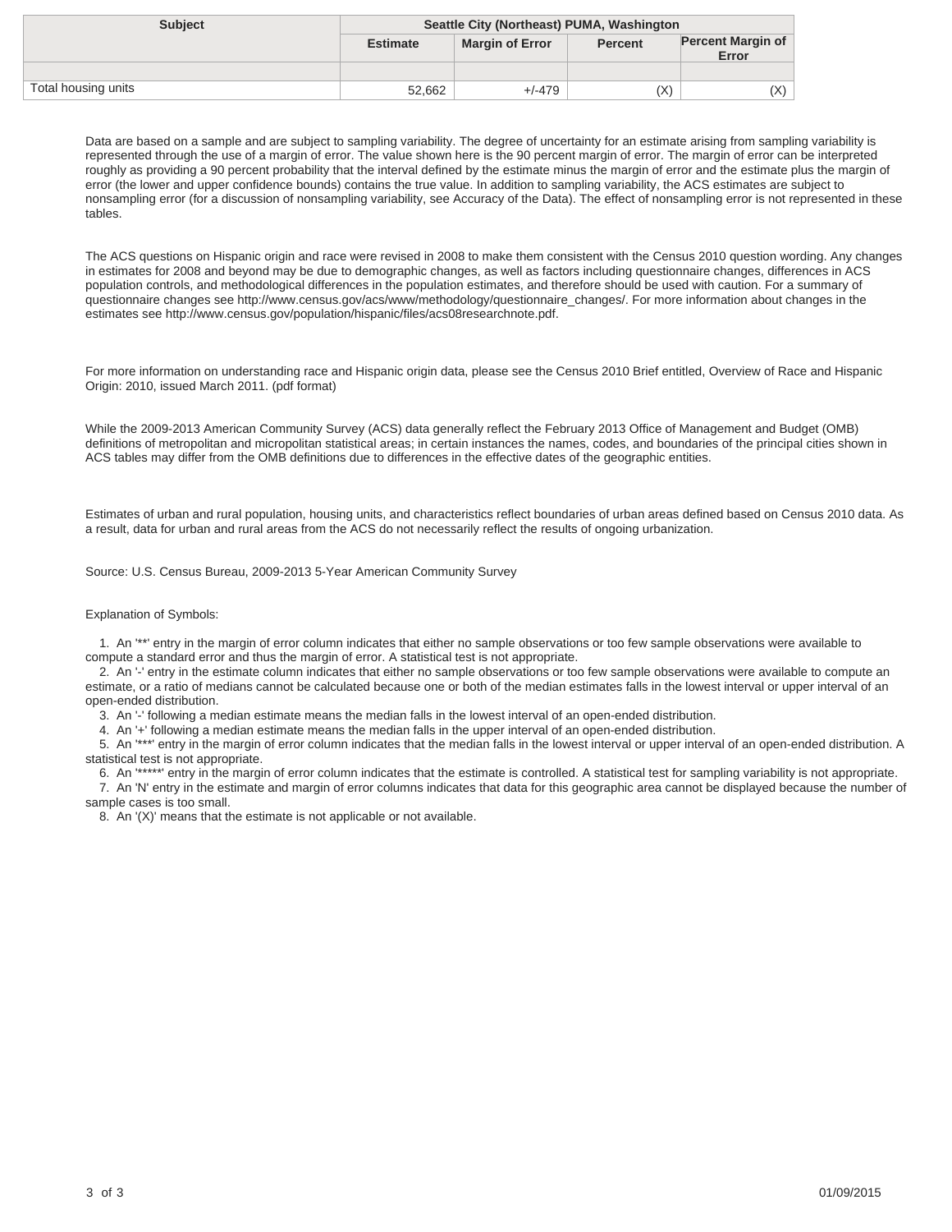| Subject | Seattle City (Northeast) PUMA, Washington | | | |
|---|---|---|---|---|
| | Estimate | Margin of Error | Percent | Percent Margin of Error |
| | | | | |
| Total housing units | 52,662 | +/-479 | (X) | (X) |

Data are based on a sample and are subject to sampling variability. The degree of uncertainty for an estimate arising from sampling variability is represented through the use of a margin of error. The value shown here is the 90 percent margin of error. The margin of error can be interpreted roughly as providing a 90 percent probability that the interval defined by the estimate minus the margin of error and the estimate plus the margin of error (the lower and upper confidence bounds) contains the true value. In addition to sampling variability, the ACS estimates are subject to nonsampling error (for a discussion of nonsampling variability, see Accuracy of the Data). The effect of nonsampling error is not represented in these tables.

The ACS questions on Hispanic origin and race were revised in 2008 to make them consistent with the Census 2010 question wording. Any changes in estimates for 2008 and beyond may be due to demographic changes, as well as factors including questionnaire changes, differences in ACS population controls, and methodological differences in the population estimates, and therefore should be used with caution. For a summary of questionnaire changes see http://www.census.gov/acs/www/methodology/questionnaire_changes/. For more information about changes in the estimates see http://www.census.gov/population/hispanic/files/acs08researchnote.pdf.

For more information on understanding race and Hispanic origin data, please see the Census 2010 Brief entitled, Overview of Race and Hispanic Origin: 2010, issued March 2011. (pdf format)

While the 2009-2013 American Community Survey (ACS) data generally reflect the February 2013 Office of Management and Budget (OMB) definitions of metropolitan and micropolitan statistical areas; in certain instances the names, codes, and boundaries of the principal cities shown in ACS tables may differ from the OMB definitions due to differences in the effective dates of the geographic entities.

Estimates of urban and rural population, housing units, and characteristics reflect boundaries of urban areas defined based on Census 2010 data. As a result, data for urban and rural areas from the ACS do not necessarily reflect the results of ongoing urbanization.

Source: U.S. Census Bureau, 2009-2013 5-Year American Community Survey

Explanation of Symbols:

1. An '**' entry in the margin of error column indicates that either no sample observations or too few sample observations were available to compute a standard error and thus the margin of error. A statistical test is not appropriate.
2. An '-' entry in the estimate column indicates that either no sample observations or too few sample observations were available to compute an estimate, or a ratio of medians cannot be calculated because one or both of the median estimates falls in the lowest interval or upper interval of an open-ended distribution.
3. An '-' following a median estimate means the median falls in the lowest interval of an open-ended distribution.
4. An '+' following a median estimate means the median falls in the upper interval of an open-ended distribution.
5. An '***' entry in the margin of error column indicates that the median falls in the lowest interval or upper interval of an open-ended distribution. A statistical test is not appropriate.
6. An '*****' entry in the margin of error column indicates that the estimate is controlled. A statistical test for sampling variability is not appropriate.
7. An 'N' entry in the estimate and margin of error columns indicates that data for this geographic area cannot be displayed because the number of sample cases is too small.
8. An '(X)' means that the estimate is not applicable or not available.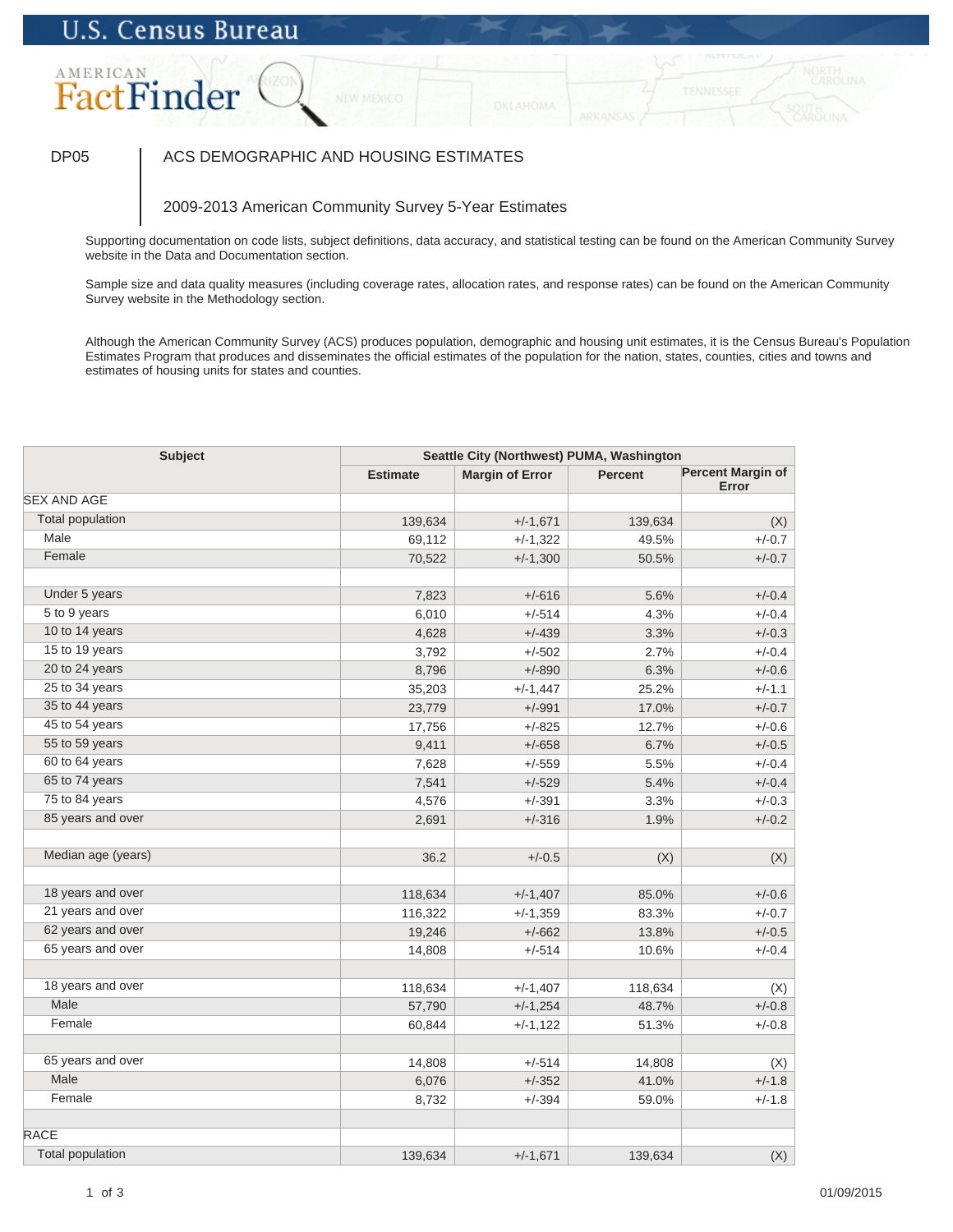U.S. Census Bureau

AMERICAN FactFinder

DP05 ACS DEMOGRAPHIC AND HOUSING ESTIMATES

2009-2013 American Community Survey 5-Year Estimates

Supporting documentation on code lists, subject definitions, data accuracy, and statistical testing can be found on the American Community Survey website in the Data and Documentation section.

Sample size and data quality measures (including coverage rates, allocation rates, and response rates) can be found on the American Community Survey website in the Methodology section.

Although the American Community Survey (ACS) produces population, demographic and housing unit estimates, it is the Census Bureau's Population Estimates Program that produces and disseminates the official estimates of the population for the nation, states, counties, cities and towns and estimates of housing units for states and counties.

| Subject | Seattle City (Northwest) PUMA, Washington | | | |
|---|---|---|---|---|
| | Estimate | Margin of Error | Percent | Percent Margin of Error |
| SEX AND AGE | | | | |
| Total population | 139,634 | +/-1,671 | 139,634 | (X) |
| Male | 69,112 | +/-1,322 | 49.5% | +/-0.7 |
| Female | 70,522 | +/-1,300 | 50.5% | +/-0.7 |
| | | | | |
| Under 5 years | 7,823 | +/-616 | 5.6% | +/-0.4 |
| 5 to 9 years | 6,010 | +/-514 | 4.3% | +/-0.4 |
| 10 to 14 years | 4,628 | +/-439 | 3.3% | +/-0.3 |
| 15 to 19 years | 3,792 | +/-502 | 2.7% | +/-0.4 |
| 20 to 24 years | 8,796 | +/-890 | 6.3% | +/-0.6 |
| 25 to 34 years | 35,203 | +/-1,447 | 25.2% | +/-1.1 |
| 35 to 44 years | 23,779 | +/-991 | 17.0% | +/-0.7 |
| 45 to 54 years | 17,756 | +/-825 | 12.7% | +/-0.6 |
| 55 to 59 years | 9,411 | +/-658 | 6.7% | +/-0.5 |
| 60 to 64 years | 7,628 | +/-559 | 5.5% | +/-0.4 |
| 65 to 74 years | 7,541 | +/-529 | 5.4% | +/-0.4 |
| 75 to 84 years | 4,576 | +/-391 | 3.3% | +/-0.3 |
| 85 years and over | 2,691 | +/-316 | 1.9% | +/-0.2 |
| | | | | |
| Median age (years) | 36.2 | +/-0.5 | (X) | (X) |
| | | | | |
| 18 years and over | 118,634 | +/-1,407 | 85.0% | +/-0.6 |
| 21 years and over | 116,322 | +/-1,359 | 83.3% | +/-0.7 |
| 62 years and over | 19,246 | +/-662 | 13.8% | +/-0.5 |
| 65 years and over | 14,808 | +/-514 | 10.6% | +/-0.4 |
| | | | | |
| 18 years and over | 118,634 | +/-1,407 | 118,634 | (X) |
| Male | 57,790 | +/-1,254 | 48.7% | +/-0.8 |
| Female | 60,844 | +/-1,122 | 51.3% | +/-0.8 |
| | | | | |
| 65 years and over | 14,808 | +/-514 | 14,808 | (X) |
| Male | 6,076 | +/-352 | 41.0% | +/-1.8 |
| Female | 8,732 | +/-394 | 59.0% | +/-1.8 |
| | | | | |
| RACE | | | | |
| Total population | 139,634 | +/-1,671 | 139,634 | (X) |

01/09/2015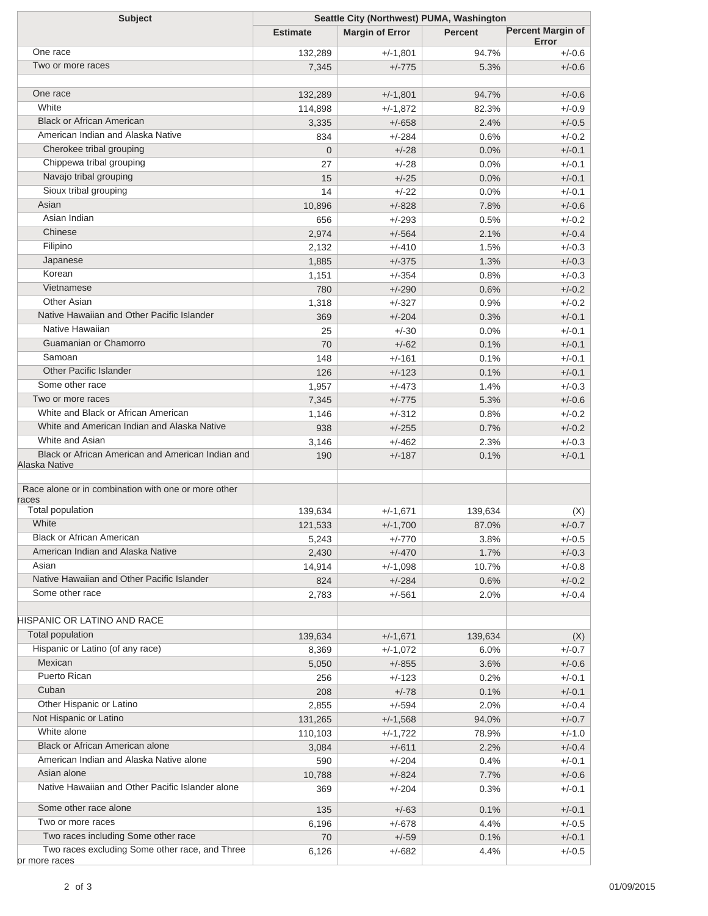| Subject | Seattle City (Northwest) PUMA, Washington | | | |
|---|---|---|---|---|
| | Estimate | Margin of Error | Percent | Percent Margin of Error |
| One race | 132,289 | +/-1,801 | 94.7% | +/-0.6 |
| Two or more races | 7,345 | +/-775 | 5.3% | +/-0.6 |
| | | | | |
| One race | 132,289 | +/-1,801 | 94.7% | +/-0.6 |
| White | 114,898 | +/-1,872 | 82.3% | +/-0.9 |
| Black or African American | 3,335 | +/-658 | 2.4% | +/-0.5 |
| American Indian and Alaska Native | 834 | +/-284 | 0.6% | +/-0.2 |
| Cherokee tribal grouping | 0 | +/-28 | 0.0% | +/-0.1 |
| Chippewa tribal grouping | 27 | +/-28 | 0.0% | +/-0.1 |
| Navajo tribal grouping | 15 | +/-25 | 0.0% | +/-0.1 |
| Sioux tribal grouping | 14 | +/-22 | 0.0% | +/-0.1 |
| Asian | 10,896 | +/-828 | 7.8% | +/-0.6 |
| Asian Indian | 656 | +/-293 | 0.5% | +/-0.2 |
| Chinese | 2,974 | +/-564 | 2.1% | +/-0.4 |
| Filipino | 2,132 | +/-410 | 1.5% | +/-0.3 |
| Japanese | 1,885 | +/-375 | 1.3% | +/-0.3 |
| Korean | 1,151 | +/-354 | 0.8% | +/-0.3 |
| Vietnamese | 780 | +/-290 | 0.6% | +/-0.2 |
| Other Asian | 1,318 | +/-327 | 0.9% | +/-0.2 |
| Native Hawaiian and Other Pacific Islander | 369 | +/-204 | 0.3% | +/-0.1 |
| Native Hawaiian | 25 | +/-30 | 0.0% | +/-0.1 |
| Guamanian or Chamorro | 70 | +/-62 | 0.1% | +/-0.1 |
| Samoan | 148 | +/-161 | 0.1% | +/-0.1 |
| Other Pacific Islander | 126 | +/-123 | 0.1% | +/-0.1 |
| Some other race | 1,957 | +/-473 | 1.4% | +/-0.3 |
| Two or more races | 7,345 | +/-775 | 5.3% | +/-0.6 |
| White and Black or African American | 1,146 | +/-312 | 0.8% | +/-0.2 |
| White and American Indian and Alaska Native | 938 | +/-255 | 0.7% | +/-0.2 |
| White and Asian | 3,146 | +/-462 | 2.3% | +/-0.3 |
| Black or African American and American Indian and Alaska Native | 190 | +/-187 | 0.1% | +/-0.1 |
| | | | | |
| Race alone or in combination with one or more other races | | | | |
| Total population | 139,634 | +/-1,671 | 139,634 | (X) |
| White | 121,533 | +/-1,700 | 87.0% | +/-0.7 |
| Black or African American | 5,243 | +/-770 | 3.8% | +/-0.5 |
| American Indian and Alaska Native | 2,430 | +/-470 | 1.7% | +/-0.3 |
| Asian | 14,914 | +/-1,098 | 10.7% | +/-0.8 |
| Native Hawaiian and Other Pacific Islander | 824 | +/-284 | 0.6% | +/-0.2 |
| Some other race | 2,783 | +/-561 | 2.0% | +/-0.4 |
| | | | | |
| HISPANIC OR LATINO AND RACE | | | | |
| Total population | 139,634 | +/-1,671 | 139,634 | (X) |
| Hispanic or Latino (of any race) | 8,369 | +/-1,072 | 6.0% | +/-0.7 |
| Mexican | 5,050 | +/-855 | 3.6% | +/-0.6 |
| Puerto Rican | 256 | +/-123 | 0.2% | +/-0.1 |
| Cuban | 208 | +/-78 | 0.1% | +/-0.1 |
| Other Hispanic or Latino | 2,855 | +/-594 | 2.0% | +/-0.4 |
| Not Hispanic or Latino | 131,265 | +/-1,568 | 94.0% | +/-0.7 |
| White alone | 110,103 | +/-1,722 | 78.9% | +/-1.0 |
| Black or African American alone | 3,084 | +/-611 | 2.2% | +/-0.4 |
| American Indian and Alaska Native alone | 590 | +/-204 | 0.4% | +/-0.1 |
| Asian alone | 10,788 | +/-824 | 7.7% | +/-0.6 |
| Native Hawaiian and Other Pacific Islander alone | 369 | +/-204 | 0.3% | +/-0.1 |
| Some other race alone | 135 | +/-63 | 0.1% | +/-0.1 |
| Two or more races | 6,196 | +/-678 | 4.4% | +/-0.5 |
| Two races including Some other race | 70 | +/-59 | 0.1% | +/-0.1 |
| Two races excluding Some other race, and Three or more races | 6,126 | +/-682 | 4.4% | +/-0.5 |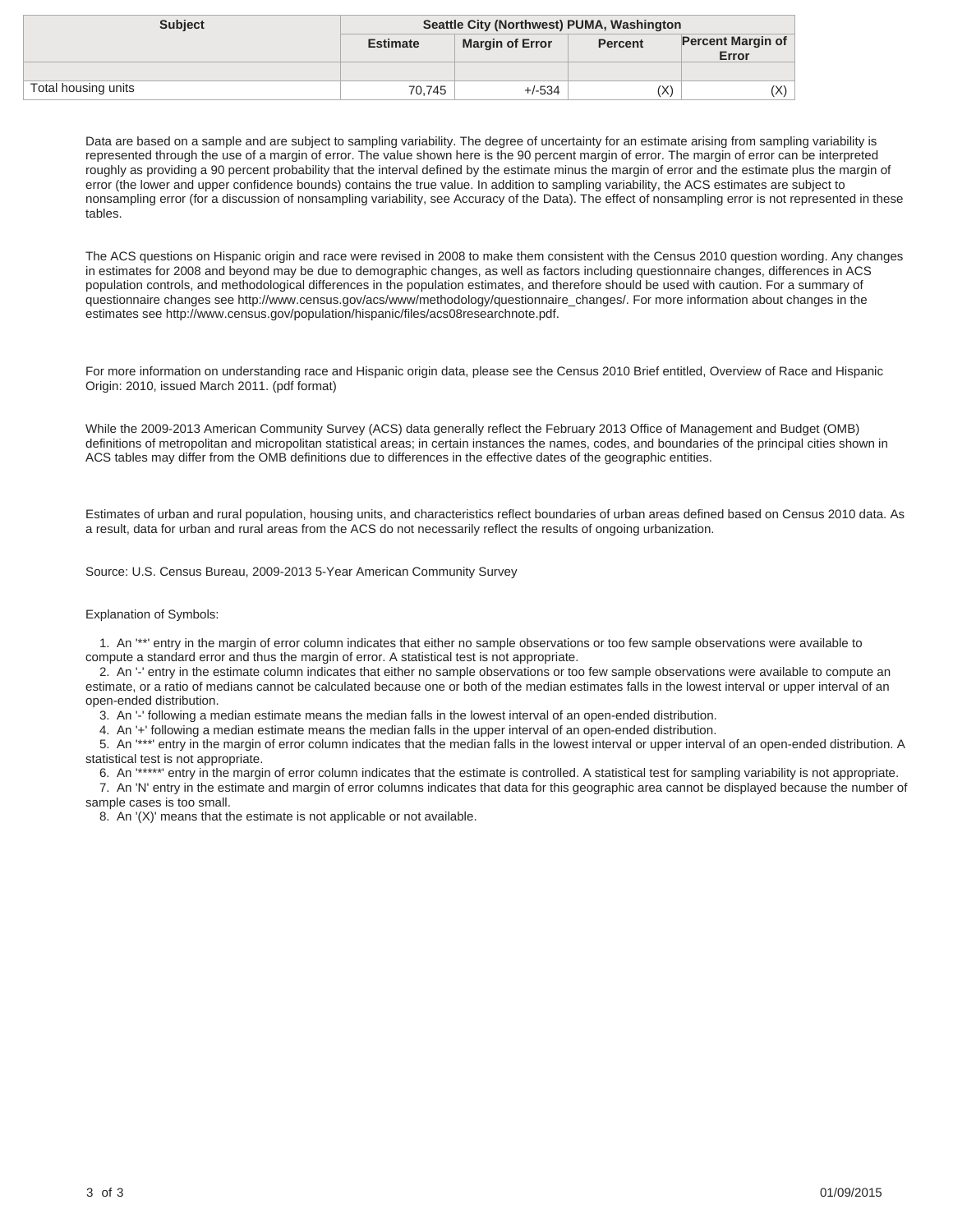| Subject | Seattle City (Northwest) PUMA, Washington | | | |
|---|---|---|---|---|
| | Estimate | Margin of Error | Percent | Percent Margin of Error |
| | | | | |
| Total housing units | 70,745 | +/-534 | (X) | (X) |

Data are based on a sample and are subject to sampling variability. The degree of uncertainty for an estimate arising from sampling variability is represented through the use of a margin of error. The value shown here is the 90 percent margin of error. The margin of error can be interpreted roughly as providing a 90 percent probability that the interval defined by the estimate minus the margin of error and the estimate plus the margin of error (the lower and upper confidence bounds) contains the true value. In addition to sampling variability, the ACS estimates are subject to nonsampling error (for a discussion of nonsampling variability, see Accuracy of the Data). The effect of nonsampling error is not represented in these tables.

The ACS questions on Hispanic origin and race were revised in 2008 to make them consistent with the Census 2010 question wording. Any changes in estimates for 2008 and beyond may be due to demographic changes, as well as factors including questionnaire changes, differences in ACS population controls, and methodological differences in the population estimates, and therefore should be used with caution. For a summary of questionnaire changes see http://www.census.gov/acs/www/methodology/questionnaire_changes/. For more information about changes in the estimates see http://www.census.gov/population/hispanic/files/acs08researchnote.pdf.

For more information on understanding race and Hispanic origin data, please see the Census 2010 Brief entitled, Overview of Race and Hispanic Origin: 2010, issued March 2011. (pdf format)

While the 2009-2013 American Community Survey (ACS) data generally reflect the February 2013 Office of Management and Budget (OMB) definitions of metropolitan and micropolitan statistical areas; in certain instances the names, codes, and boundaries of the principal cities shown in ACS tables may differ from the OMB definitions due to differences in the effective dates of the geographic entities.

Estimates of urban and rural population, housing units, and characteristics reflect boundaries of urban areas defined based on Census 2010 data. As a result, data for urban and rural areas from the ACS do not necessarily reflect the results of ongoing urbanization.

Source: U.S. Census Bureau, 2009-2013 5-Year American Community Survey

Explanation of Symbols:

1. An '**' entry in the margin of error column indicates that either no sample observations or too few sample observations were available to compute a standard error and thus the margin of error. A statistical test is not appropriate.
2. An '-' entry in the estimate column indicates that either no sample observations or too few sample observations were available to compute an estimate, or a ratio of medians cannot be calculated because one or both of the median estimates falls in the lowest interval or upper interval of an open-ended distribution.
3. An '-' following a median estimate means the median falls in the lowest interval of an open-ended distribution.
4. An '+' following a median estimate means the median falls in the upper interval of an open-ended distribution.
5. An '***' entry in the margin of error column indicates that the median falls in the lowest interval or upper interval of an open-ended distribution. A statistical test is not appropriate.
6. An '*****' entry in the margin of error column indicates that the estimate is controlled. A statistical test for sampling variability is not appropriate.
7. An 'N' entry in the estimate and margin of error columns indicates that data for this geographic area cannot be displayed because the number of sample cases is too small.
8. An '(X)' means that the estimate is not applicable or not available.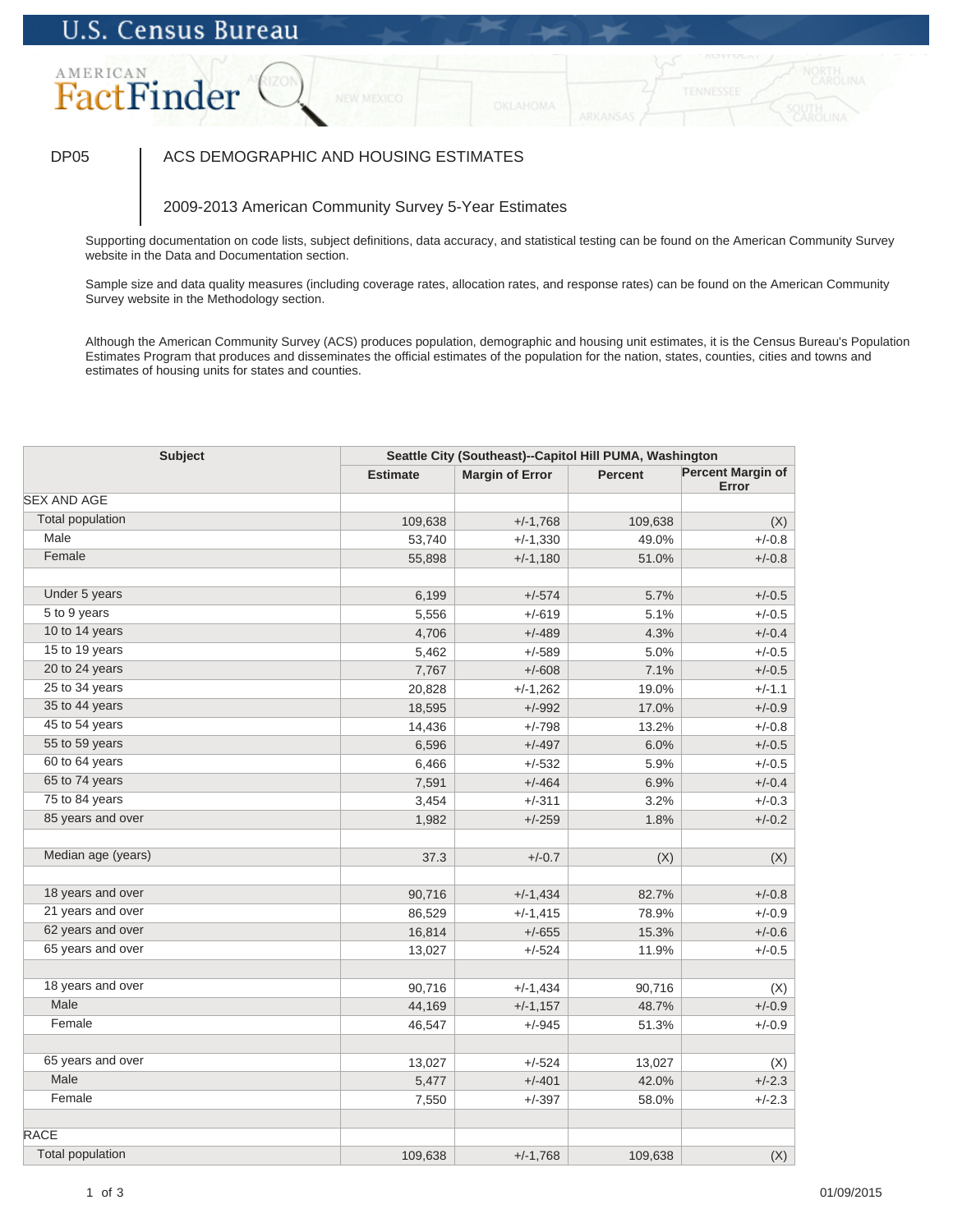U.S. Census Bureau

AMERICAN FactFinder

DP05 | ACS DEMOGRAPHIC AND HOUSING ESTIMATES

2009-2013 American Community Survey 5-Year Estimates

Supporting documentation on code lists, subject definitions, data accuracy, and statistical testing can be found on the American Community Survey website in the Data and Documentation section.

Sample size and data quality measures (including coverage rates, allocation rates, and response rates) can be found on the American Community Survey website in the Methodology section.

Although the American Community Survey (ACS) produces population, demographic and housing unit estimates, it is the Census Bureau's Population Estimates Program that produces and disseminates the official estimates of the population for the nation, states, counties, cities and towns and estimates of housing units for states and counties.

| Subject | Seattle City (Southeast)--Capitol Hill PUMA, Washington | | | |
|---|---|---|---|---|
| | Estimate | Margin of Error | Percent | Percent Margin of Error |
| SEX AND AGE | | | | |
| Total population | 109,638 | +/-1,768 | 109,638 | (X) |
| Male | 53,740 | +/-1,330 | 49.0% | +/-0.8 |
| Female | 55,898 | +/-1,180 | 51.0% | +/-0.8 |
| | | | | |
| Under 5 years | 6,199 | +/-574 | 5.7% | +/-0.5 |
| 5 to 9 years | 5,556 | +/-619 | 5.1% | +/-0.5 |
| 10 to 14 years | 4,706 | +/-489 | 4.3% | +/-0.4 |
| 15 to 19 years | 5,462 | +/-589 | 5.0% | +/-0.5 |
| 20 to 24 years | 7,767 | +/-608 | 7.1% | +/-0.5 |
| 25 to 34 years | 20,828 | +/-1,262 | 19.0% | +/-1.1 |
| 35 to 44 years | 18,595 | +/-992 | 17.0% | +/-0.9 |
| 45 to 54 years | 14,436 | +/-798 | 13.2% | +/-0.8 |
| 55 to 59 years | 6,596 | +/-497 | 6.0% | +/-0.5 |
| 60 to 64 years | 6,466 | +/-532 | 5.9% | +/-0.5 |
| 65 to 74 years | 7,591 | +/-464 | 6.9% | +/-0.4 |
| 75 to 84 years | 3,454 | +/-311 | 3.2% | +/-0.3 |
| 85 years and over | 1,982 | +/-259 | 1.8% | +/-0.2 |
| | | | | |
| Median age (years) | 37.3 | +/-0.7 | (X) | (X) |
| | | | | |
| 18 years and over | 90,716 | +/-1,434 | 82.7% | +/-0.8 |
| 21 years and over | 86,529 | +/-1,415 | 78.9% | +/-0.9 |
| 62 years and over | 16,814 | +/-655 | 15.3% | +/-0.6 |
| 65 years and over | 13,027 | +/-524 | 11.9% | +/-0.5 |
| | | | | |
| 18 years and over | 90,716 | +/-1,434 | 90,716 | (X) |
| Male | 44,169 | +/-1,157 | 48.7% | +/-0.9 |
| Female | 46,547 | +/-945 | 51.3% | +/-0.9 |
| | | | | |
| 65 years and over | 13,027 | +/-524 | 13,027 | (X) |
| Male | 5,477 | +/-401 | 42.0% | +/-2.3 |
| Female | 7,550 | +/-397 | 58.0% | +/-2.3 |
| | | | | |
| RACE | | | | |
| Total population | 109,638 | +/-1,768 | 109,638 | (X) |

01/09/2015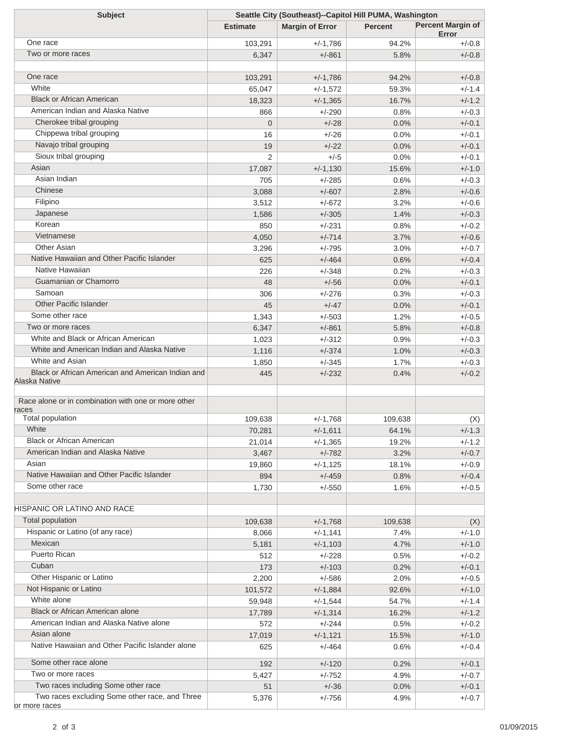| Subject | Seattle City (Southeast)--Capitol Hill PUMA, Washington | | | |
|---|---|---|---|---|
| | Estimate | Margin of Error | Percent | Percent Margin of Error |
| One race | 103,291 | +/-1,786 | 94.2% | +/-0.8 |
| Two or more races | 6,347 | +/-861 | 5.8% | +/-0.8 |
| | | | | |
| One race | 103,291 | +/-1,786 | 94.2% | +/-0.8 |
| White | 65,047 | +/-1,572 | 59.3% | +/-1.4 |
| Black or African American | 18,323 | +/-1,365 | 16.7% | +/-1.2 |
| American Indian and Alaska Native | 866 | +/-290 | 0.8% | +/-0.3 |
| Cherokee tribal grouping | 0 | +/-28 | 0.0% | +/-0.1 |
| Chippewa tribal grouping | 16 | +/-26 | 0.0% | +/-0.1 |
| Navajo tribal grouping | 19 | +/-22 | 0.0% | +/-0.1 |
| Sioux tribal grouping | 2 | +/-5 | 0.0% | +/-0.1 |
| Asian | 17,087 | +/-1,130 | 15.6% | +/-1.0 |
| Asian Indian | 705 | +/-285 | 0.6% | +/-0.3 |
| Chinese | 3,088 | +/-607 | 2.8% | +/-0.6 |
| Filipino | 3,512 | +/-672 | 3.2% | +/-0.6 |
| Japanese | 1,586 | +/-305 | 1.4% | +/-0.3 |
| Korean | 850 | +/-231 | 0.8% | +/-0.2 |
| Vietnamese | 4,050 | +/-714 | 3.7% | +/-0.6 |
| Other Asian | 3,296 | +/-795 | 3.0% | +/-0.7 |
| Native Hawaiian and Other Pacific Islander | 625 | +/-464 | 0.6% | +/-0.4 |
| Native Hawaiian | 226 | +/-348 | 0.2% | +/-0.3 |
| Guamanian or Chamorro | 48 | +/-56 | 0.0% | +/-0.1 |
| Samoan | 306 | +/-276 | 0.3% | +/-0.3 |
| Other Pacific Islander | 45 | +/-47 | 0.0% | +/-0.1 |
| Some other race | 1,343 | +/-503 | 1.2% | +/-0.5 |
| Two or more races | 6,347 | +/-861 | 5.8% | +/-0.8 |
| White and Black or African American | 1,023 | +/-312 | 0.9% | +/-0.3 |
| White and American Indian and Alaska Native | 1,116 | +/-374 | 1.0% | +/-0.3 |
| White and Asian | 1,850 | +/-345 | 1.7% | +/-0.3 |
| Black or African American and American Indian and Alaska Native | 445 | +/-232 | 0.4% | +/-0.2 |
| | | | | |
| Race alone or in combination with one or more other races | | | | |
| Total population | 109,638 | +/-1,768 | 109,638 | (X) |
| White | 70,281 | +/-1,611 | 64.1% | +/-1.3 |
| Black or African American | 21,014 | +/-1,365 | 19.2% | +/-1.2 |
| American Indian and Alaska Native | 3,467 | +/-782 | 3.2% | +/-0.7 |
| Asian | 19,860 | +/-1,125 | 18.1% | +/-0.9 |
| Native Hawaiian and Other Pacific Islander | 894 | +/-459 | 0.8% | +/-0.4 |
| Some other race | 1,730 | +/-550 | 1.6% | +/-0.5 |
| | | | | |
| HISPANIC OR LATINO AND RACE | | | | |
| Total population | 109,638 | +/-1,768 | 109,638 | (X) |
| Hispanic or Latino (of any race) | 8,066 | +/-1,141 | 7.4% | +/-1.0 |
| Mexican | 5,181 | +/-1,103 | 4.7% | +/-1.0 |
| Puerto Rican | 512 | +/-228 | 0.5% | +/-0.2 |
| Cuban | 173 | +/-103 | 0.2% | +/-0.1 |
| Other Hispanic or Latino | 2,200 | +/-586 | 2.0% | +/-0.5 |
| Not Hispanic or Latino | 101,572 | +/-1,884 | 92.6% | +/-1.0 |
| White alone | 59,948 | +/-1,544 | 54.7% | +/-1.4 |
| Black or African American alone | 17,789 | +/-1,314 | 16.2% | +/-1.2 |
| American Indian and Alaska Native alone | 572 | +/-244 | 0.5% | +/-0.2 |
| Asian alone | 17,019 | +/-1,121 | 15.5% | +/-1.0 |
| Native Hawaiian and Other Pacific Islander alone | 625 | +/-464 | 0.6% | +/-0.4 |
| Some other race alone | 192 | +/-120 | 0.2% | +/-0.1 |
| Two or more races | 5,427 | +/-752 | 4.9% | +/-0.7 |
| Two races including Some other race | 51 | +/-36 | 0.0% | +/-0.1 |
| Two races excluding Some other race, and Three or more races | 5,376 | +/-756 | 4.9% | +/-0.7 |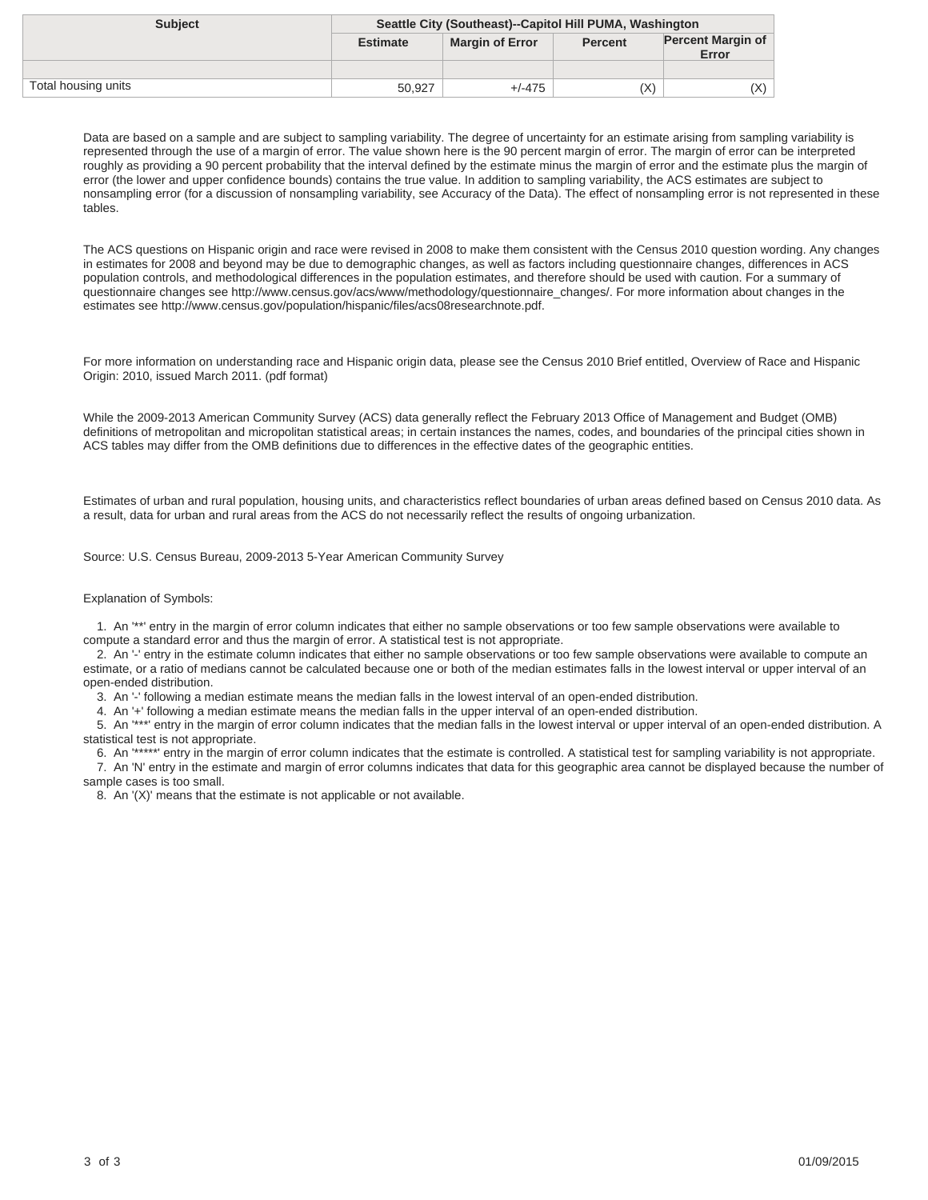| Subject | Seattle City (Southeast)--Capitol Hill PUMA, Washington | | | |
|---|---|---|---|---|
| | Estimate | Margin of Error | Percent | Percent Margin of Error |
| | | | | |
| Total housing units | 50,927 | +/-475 | (X) | (X) |

Data are based on a sample and are subject to sampling variability. The degree of uncertainty for an estimate arising from sampling variability is represented through the use of a margin of error. The value shown here is the 90 percent margin of error. The margin of error can be interpreted roughly as providing a 90 percent probability that the interval defined by the estimate minus the margin of error and the estimate plus the margin of error (the lower and upper confidence bounds) contains the true value. In addition to sampling variability, the ACS estimates are subject to nonsampling error (for a discussion of nonsampling variability, see Accuracy of the Data). The effect of nonsampling error is not represented in these tables.

The ACS questions on Hispanic origin and race were revised in 2008 to make them consistent with the Census 2010 question wording. Any changes in estimates for 2008 and beyond may be due to demographic changes, as well as factors including questionnaire changes, differences in ACS population controls, and methodological differences in the population estimates, and therefore should be used with caution. For a summary of questionnaire changes see http://www.census.gov/acs/www/methodology/questionnaire_changes/. For more information about changes in the estimates see http://www.census.gov/population/hispanic/files/acs08researchnote.pdf.

For more information on understanding race and Hispanic origin data, please see the Census 2010 Brief entitled, Overview of Race and Hispanic Origin: 2010, issued March 2011. (pdf format)

While the 2009-2013 American Community Survey (ACS) data generally reflect the February 2013 Office of Management and Budget (OMB) definitions of metropolitan and micropolitan statistical areas; in certain instances the names, codes, and boundaries of the principal cities shown in ACS tables may differ from the OMB definitions due to differences in the effective dates of the geographic entities.

Estimates of urban and rural population, housing units, and characteristics reflect boundaries of urban areas defined based on Census 2010 data. As a result, data for urban and rural areas from the ACS do not necessarily reflect the results of ongoing urbanization.

Source: U.S. Census Bureau, 2009-2013 5-Year American Community Survey

Explanation of Symbols:

1. An '**' entry in the margin of error column indicates that either no sample observations or too few sample observations were available to compute a standard error and thus the margin of error. A statistical test is not appropriate.
2. An '-' entry in the estimate column indicates that either no sample observations or too few sample observations were available to compute an estimate, or a ratio of medians cannot be calculated because one or both of the median estimates falls in the lowest interval or upper interval of an open-ended distribution.
3. An '-' following a median estimate means the median falls in the lowest interval of an open-ended distribution.
4. An '+' following a median estimate means the median falls in the upper interval of an open-ended distribution.
5. An '***' entry in the margin of error column indicates that the median falls in the lowest interval or upper interval of an open-ended distribution. A statistical test is not appropriate.
6. An '*****' entry in the margin of error column indicates that the estimate is controlled. A statistical test for sampling variability is not appropriate.
7. An 'N' entry in the estimate and margin of error columns indicates that data for this geographic area cannot be displayed because the number of sample cases is too small.
8. An '(X)' means that the estimate is not applicable or not available.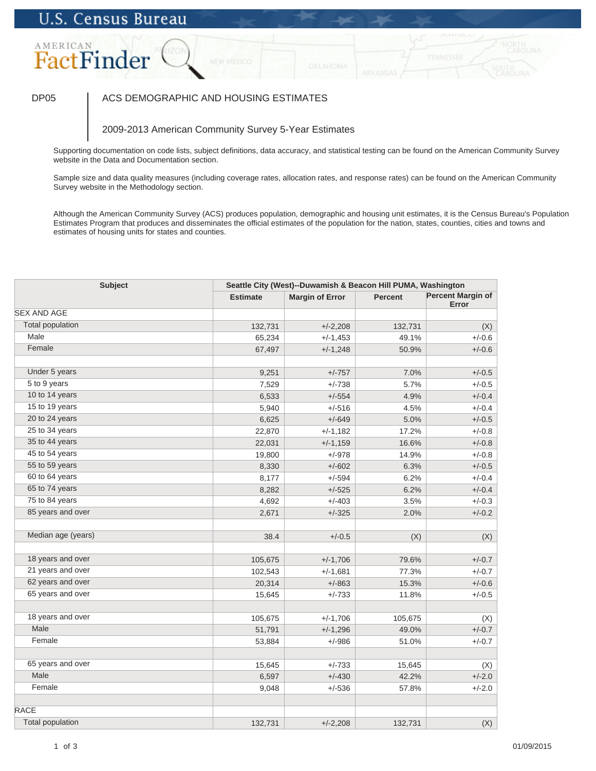U.S. Census Bureau

AMERICAN FactFinder

DP05 | ACS DEMOGRAPHIC AND HOUSING ESTIMATES

2009-2013 American Community Survey 5-Year Estimates

Supporting documentation on code lists, subject definitions, data accuracy, and statistical testing can be found on the American Community Survey website in the Data and Documentation section.

Sample size and data quality measures (including coverage rates, allocation rates, and response rates) can be found on the American Community Survey website in the Methodology section.

Although the American Community Survey (ACS) produces population, demographic and housing unit estimates, it is the Census Bureau's Population Estimates Program that produces and disseminates the official estimates of the population for the nation, states, counties, cities and towns and estimates of housing units for states and counties.

| Subject | Seattle City (West)--Duwamish & Beacon Hill PUMA, Washington | | | |
|---|---|---|---|---|
| | Estimate | Margin of Error | Percent | Percent Margin of Error |
| SEX AND AGE | | | | |
| Total population | 132,731 | +/-2,208 | 132,731 | (X) |
| Male | 65,234 | +/-1,453 | 49.1% | +/-0.6 |
| Female | 67,497 | +/-1,248 | 50.9% | +/-0.6 |
| | | | | |
| Under 5 years | 9,251 | +/-757 | 7.0% | +/-0.5 |
| 5 to 9 years | 7,529 | +/-738 | 5.7% | +/-0.5 |
| 10 to 14 years | 6,533 | +/-554 | 4.9% | +/-0.4 |
| 15 to 19 years | 5,940 | +/-516 | 4.5% | +/-0.4 |
| 20 to 24 years | 6,625 | +/-649 | 5.0% | +/-0.5 |
| 25 to 34 years | 22,870 | +/-1,182 | 17.2% | +/-0.8 |
| 35 to 44 years | 22,031 | +/-1,159 | 16.6% | +/-0.8 |
| 45 to 54 years | 19,800 | +/-978 | 14.9% | +/-0.8 |
| 55 to 59 years | 8,330 | +/-602 | 6.3% | +/-0.5 |
| 60 to 64 years | 8,177 | +/-594 | 6.2% | +/-0.4 |
| 65 to 74 years | 8,282 | +/-525 | 6.2% | +/-0.4 |
| 75 to 84 years | 4,692 | +/-403 | 3.5% | +/-0.3 |
| 85 years and over | 2,671 | +/-325 | 2.0% | +/-0.2 |
| | | | | |
| Median age (years) | 38.4 | +/-0.5 | (X) | (X) |
| | | | | |
| 18 years and over | 105,675 | +/-1,706 | 79.6% | +/-0.7 |
| 21 years and over | 102,543 | +/-1,681 | 77.3% | +/-0.7 |
| 62 years and over | 20,314 | +/-863 | 15.3% | +/-0.6 |
| 65 years and over | 15,645 | +/-733 | 11.8% | +/-0.5 |
| | | | | |
| 18 years and over | 105,675 | +/-1,706 | 105,675 | (X) |
| Male | 51,791 | +/-1,296 | 49.0% | +/-0.7 |
| Female | 53,884 | +/-986 | 51.0% | +/-0.7 |
| | | | | |
| 65 years and over | 15,645 | +/-733 | 15,645 | (X) |
| Male | 6,597 | +/-430 | 42.2% | +/-2.0 |
| Female | 9,048 | +/-536 | 57.8% | +/-2.0 |
| | | | | |
| RACE | | | | |
| Total population | 132,731 | +/-2,208 | 132,731 | (X) |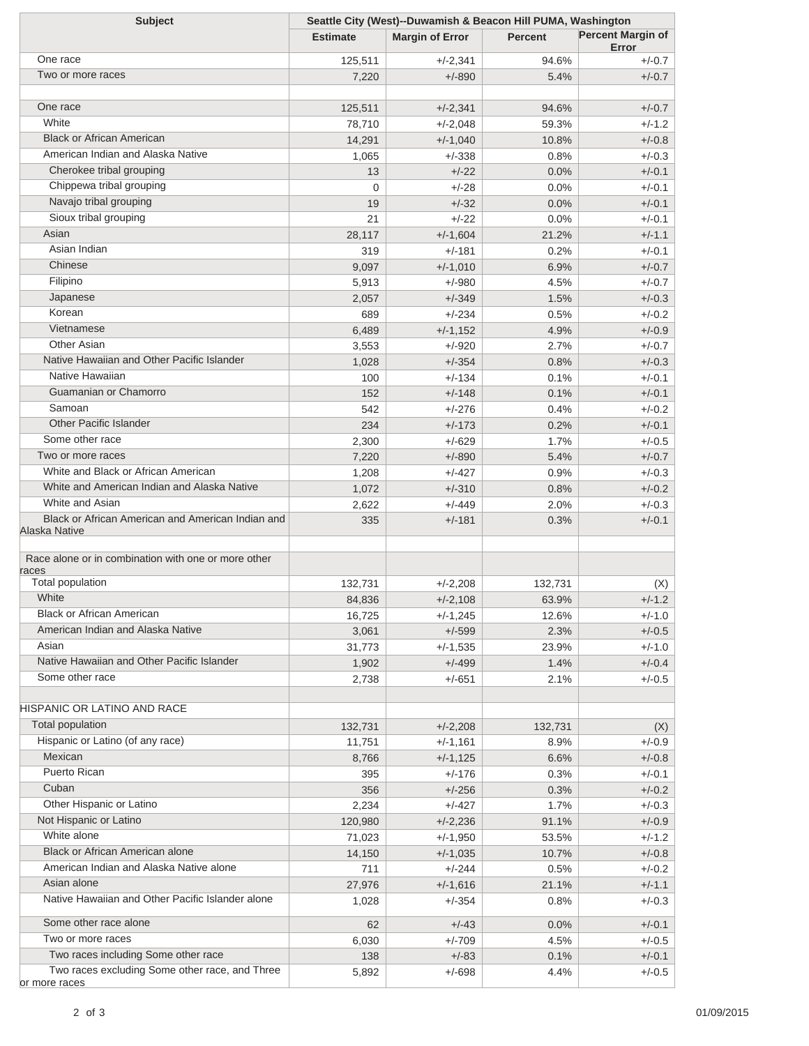| Subject | Seattle City (West)--Duwamish & Beacon Hill PUMA, Washington | | | |
|---|---|---|---|---|
| | Estimate | Margin of Error | Percent | Percent Margin of Error |
| One race | 125,511 | +/-2,341 | 94.6% | +/-0.7 |
| Two or more races | 7,220 | +/-890 | 5.4% | +/-0.7 |
| | | | | |
| One race | 125,511 | +/-2,341 | 94.6% | +/-0.7 |
| White | 78,710 | +/-2,048 | 59.3% | +/-1.2 |
| Black or African American | 14,291 | +/-1,040 | 10.8% | +/-0.8 |
| American Indian and Alaska Native | 1,065 | +/-338 | 0.8% | +/-0.3 |
| Cherokee tribal grouping | 13 | +/-22 | 0.0% | +/-0.1 |
| Chippewa tribal grouping | 0 | +/-28 | 0.0% | +/-0.1 |
| Navajo tribal grouping | 19 | +/-32 | 0.0% | +/-0.1 |
| Sioux tribal grouping | 21 | +/-22 | 0.0% | +/-0.1 |
| Asian | 28,117 | +/-1,604 | 21.2% | +/-1.1 |
| Asian Indian | 319 | +/-181 | 0.2% | +/-0.1 |
| Chinese | 9,097 | +/-1,010 | 6.9% | +/-0.7 |
| Filipino | 5,913 | +/-980 | 4.5% | +/-0.7 |
| Japanese | 2,057 | +/-349 | 1.5% | +/-0.3 |
| Korean | 689 | +/-234 | 0.5% | +/-0.2 |
| Vietnamese | 6,489 | +/-1,152 | 4.9% | +/-0.9 |
| Other Asian | 3,553 | +/-920 | 2.7% | +/-0.7 |
| Native Hawaiian and Other Pacific Islander | 1,028 | +/-354 | 0.8% | +/-0.3 |
| Native Hawaiian | 100 | +/-134 | 0.1% | +/-0.1 |
| Guamanian or Chamorro | 152 | +/-148 | 0.1% | +/-0.1 |
| Samoan | 542 | +/-276 | 0.4% | +/-0.2 |
| Other Pacific Islander | 234 | +/-173 | 0.2% | +/-0.1 |
| Some other race | 2,300 | +/-629 | 1.7% | +/-0.5 |
| Two or more races | 7,220 | +/-890 | 5.4% | +/-0.7 |
| White and Black or African American | 1,208 | +/-427 | 0.9% | +/-0.3 |
| White and American Indian and Alaska Native | 1,072 | +/-310 | 0.8% | +/-0.2 |
| White and Asian | 2,622 | +/-449 | 2.0% | +/-0.3 |
| Black or African American and American Indian and Alaska Native | 335 | +/-181 | 0.3% | +/-0.1 |
| | | | | |
| Race alone or in combination with one or more other races | | | | |
| Total population | 132,731 | +/-2,208 | 132,731 | (X) |
| White | 84,836 | +/-2,108 | 63.9% | +/-1.2 |
| Black or African American | 16,725 | +/-1,245 | 12.6% | +/-1.0 |
| American Indian and Alaska Native | 3,061 | +/-599 | 2.3% | +/-0.5 |
| Asian | 31,773 | +/-1,535 | 23.9% | +/-1.0 |
| Native Hawaiian and Other Pacific Islander | 1,902 | +/-499 | 1.4% | +/-0.4 |
| Some other race | 2,738 | +/-651 | 2.1% | +/-0.5 |
| | | | | |
| HISPANIC OR LATINO AND RACE | | | | |
| Total population | 132,731 | +/-2,208 | 132,731 | (X) |
| Hispanic or Latino (of any race) | 11,751 | +/-1,161 | 8.9% | +/-0.9 |
| Mexican | 8,766 | +/-1,125 | 6.6% | +/-0.8 |
| Puerto Rican | 395 | +/-176 | 0.3% | +/-0.1 |
| Cuban | 356 | +/-256 | 0.3% | +/-0.2 |
| Other Hispanic or Latino | 2,234 | +/-427 | 1.7% | +/-0.3 |
| Not Hispanic or Latino | 120,980 | +/-2,236 | 91.1% | +/-0.9 |
| White alone | 71,023 | +/-1,950 | 53.5% | +/-1.2 |
| Black or African American alone | 14,150 | +/-1,035 | 10.7% | +/-0.8 |
| American Indian and Alaska Native alone | 711 | +/-244 | 0.5% | +/-0.2 |
| Asian alone | 27,976 | +/-1,616 | 21.1% | +/-1.1 |
| Native Hawaiian and Other Pacific Islander alone | 1,028 | +/-354 | 0.8% | +/-0.3 |
| Some other race alone | 62 | +/-43 | 0.0% | +/-0.1 |
| Two or more races | 6,030 | +/-709 | 4.5% | +/-0.5 |
| Two races including Some other race | 138 | +/-83 | 0.1% | +/-0.1 |
| Two races excluding Some other race, and Three or more races | 5,892 | +/-698 | 4.4% | +/-0.5 |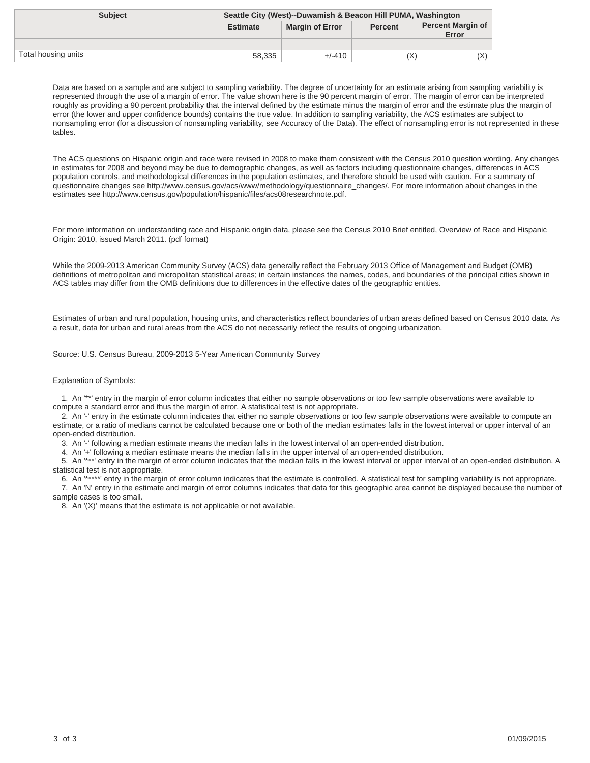| Subject | Seattle City (West)--Duwamish & Beacon Hill PUMA, Washington | | | |
|---|---|---|---|---|
| | Estimate | Margin of Error | Percent | Percent Margin of Error |
| | | | | |
| Total housing units | 58,335 | +/-410 | (X) | (X) |

Data are based on a sample and are subject to sampling variability. The degree of uncertainty for an estimate arising from sampling variability is represented through the use of a margin of error. The value shown here is the 90 percent margin of error. The margin of error can be interpreted roughly as providing a 90 percent probability that the interval defined by the estimate minus the margin of error and the estimate plus the margin of error (the lower and upper confidence bounds) contains the true value. In addition to sampling variability, the ACS estimates are subject to nonsampling error (for a discussion of nonsampling variability, see Accuracy of the Data). The effect of nonsampling error is not represented in these tables.

The ACS questions on Hispanic origin and race were revised in 2008 to make them consistent with the Census 2010 question wording. Any changes in estimates for 2008 and beyond may be due to demographic changes, as well as factors including questionnaire changes, differences in ACS population controls, and methodological differences in the population estimates, and therefore should be used with caution. For a summary of questionnaire changes see http://www.census.gov/acs/www/methodology/questionnaire_changes/. For more information about changes in the estimates see http://www.census.gov/population/hispanic/files/acs08researchnote.pdf.

For more information on understanding race and Hispanic origin data, please see the Census 2010 Brief entitled, Overview of Race and Hispanic Origin: 2010, issued March 2011. (pdf format)

While the 2009-2013 American Community Survey (ACS) data generally reflect the February 2013 Office of Management and Budget (OMB) definitions of metropolitan and micropolitan statistical areas; in certain instances the names, codes, and boundaries of the principal cities shown in ACS tables may differ from the OMB definitions due to differences in the effective dates of the geographic entities.

Estimates of urban and rural population, housing units, and characteristics reflect boundaries of urban areas defined based on Census 2010 data. As a result, data for urban and rural areas from the ACS do not necessarily reflect the results of ongoing urbanization.

Source: U.S. Census Bureau, 2009-2013 5-Year American Community Survey

Explanation of Symbols:

1. An '**' entry in the margin of error column indicates that either no sample observations or too few sample observations were available to compute a standard error and thus the margin of error. A statistical test is not appropriate.
2. An '-' entry in the estimate column indicates that either no sample observations or too few sample observations were available to compute an estimate, or a ratio of medians cannot be calculated because one or both of the median estimates falls in the lowest interval or upper interval of an open-ended distribution.
3. An '-' following a median estimate means the median falls in the lowest interval of an open-ended distribution.
4. An '+' following a median estimate means the median falls in the upper interval of an open-ended distribution.
5. An '***' entry in the margin of error column indicates that the median falls in the lowest interval or upper interval of an open-ended distribution. A statistical test is not appropriate.
6. An '*****' entry in the margin of error column indicates that the estimate is controlled. A statistical test for sampling variability is not appropriate.
7. An 'N' entry in the estimate and margin of error columns indicates that data for this geographic area cannot be displayed because the number of sample cases is too small.
8. An '(X)' means that the estimate is not applicable or not available.